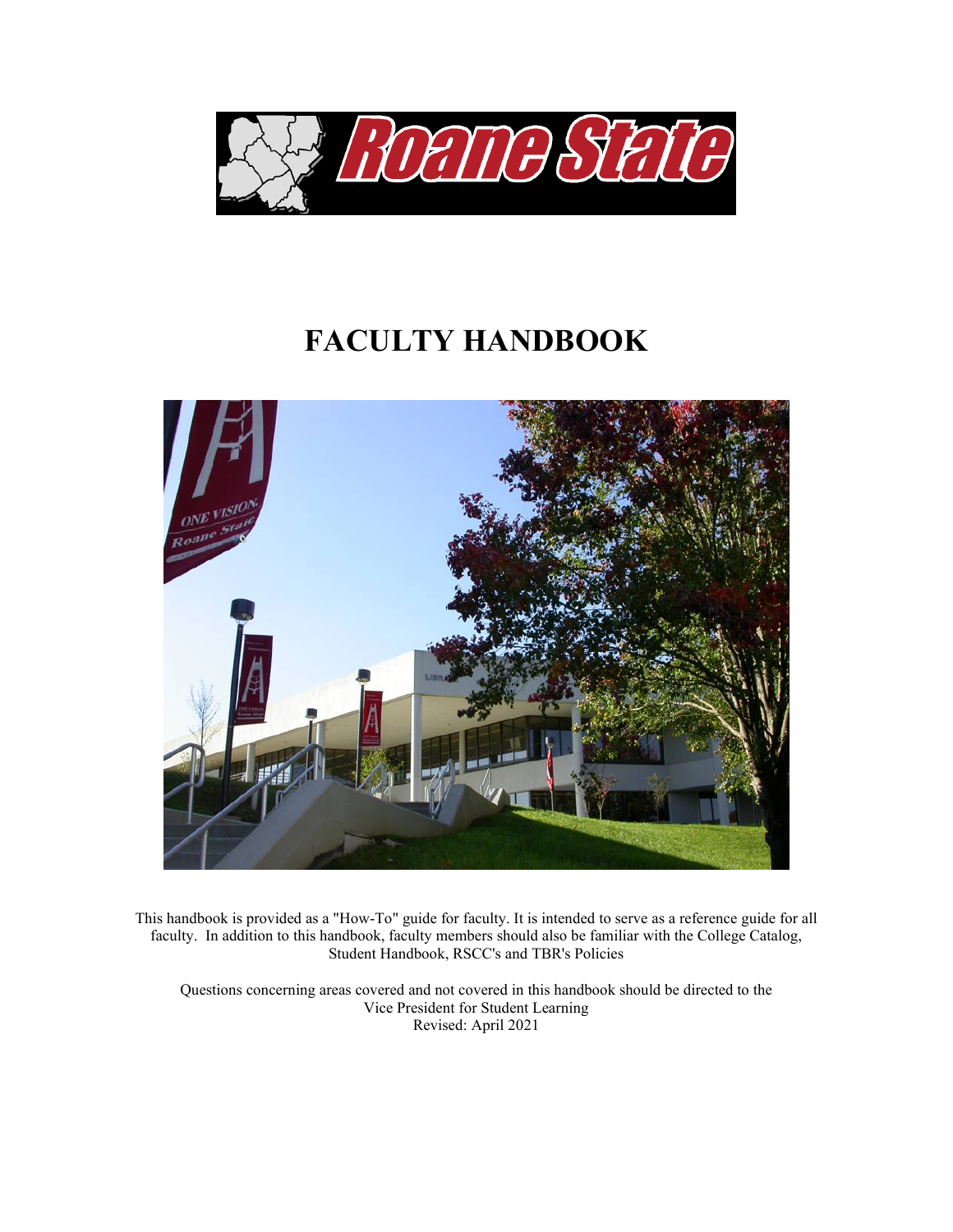# FACULTY HANDBOOK

This handbook is provided as a "How-To" guide for faculty. It is intended to serve as a reference guide for all faculty. In addition to this handbook, faculty members should also be familiar with the College Catalog, Student Handbook, RSCC's and TBR's Policies

Questions concerning areas covered and not covered in this handbook should be directed to the Vice President for Student Learning

Revised: April 2021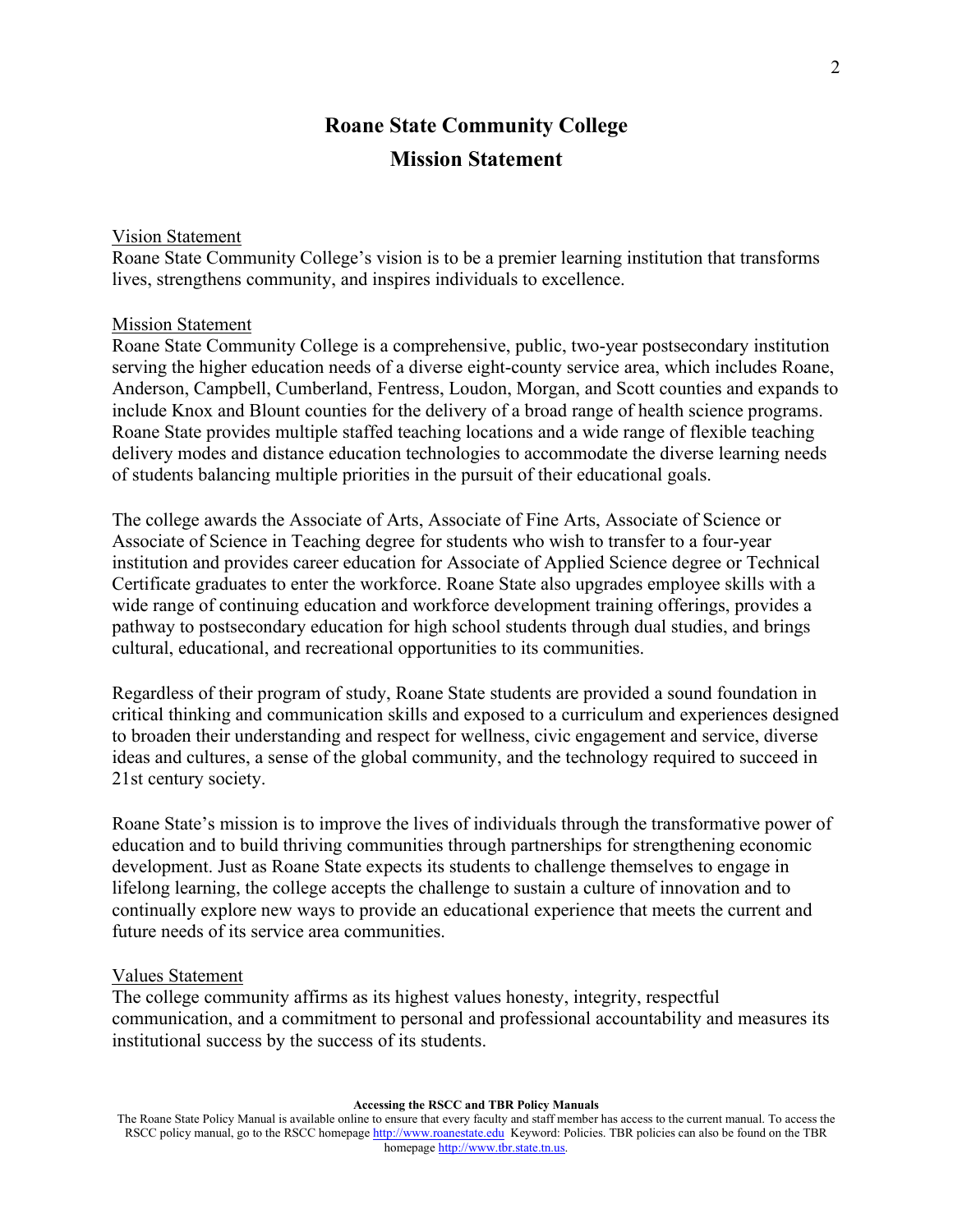# Roane State Community College
# Mission Statement

<u>Vision Statement</u>
Roane State Community College's vision is to be a premier learning institution that transforms lives, strengthens community, and inspires individuals to excellence.

<u>Mission Statement</u>
Roane State Community College is a comprehensive, public, two-year postsecondary institution serving the higher education needs of a diverse eight-county service area, which includes Roane, Anderson, Campbell, Cumberland, Fentress, Loudon, Morgan, and Scott counties and expands to include Knox and Blount counties for the delivery of a broad range of health science programs. Roane State provides multiple staffed teaching locations and a wide range of flexible teaching delivery modes and distance education technologies to accommodate the diverse learning needs of students balancing multiple priorities in the pursuit of their educational goals.

The college awards the Associate of Arts, Associate of Fine Arts, Associate of Science or Associate of Science in Teaching degree for students who wish to transfer to a four-year institution and provides career education for Associate of Applied Science degree or Technical Certificate graduates to enter the workforce. Roane State also upgrades employee skills with a wide range of continuing education and workforce development training offerings, provides a pathway to postsecondary education for high school students through dual studies, and brings cultural, educational, and recreational opportunities to its communities.

Regardless of their program of study, Roane State students are provided a sound foundation in critical thinking and communication skills and exposed to a curriculum and experiences designed to broaden their understanding and respect for wellness, civic engagement and service, diverse ideas and cultures, a sense of the global community, and the technology required to succeed in 21st century society.

Roane State's mission is to improve the lives of individuals through the transformative power of education and to build thriving communities through partnerships for strengthening economic development. Just as Roane State expects its students to challenge themselves to engage in lifelong learning, the college accepts the challenge to sustain a culture of innovation and to continually explore new ways to provide an educational experience that meets the current and future needs of its service area communities.

<u>Values Statement</u>
The college community affirms as its highest values honesty, integrity, respectful communication, and a commitment to personal and professional accountability and measures its institutional success by the success of its students.

**Accessing the RSCC and TBR Policy Manuals**

The Roane State Policy Manual is available online to ensure that every faculty and staff member has access to the current manual. To access the RSCC policy manual, go to the RSCC homepage http://www.roanestate.edu Keyword: Policies. TBR policies can also be found on the TBR homepage http://www.tbr.state.tn.us.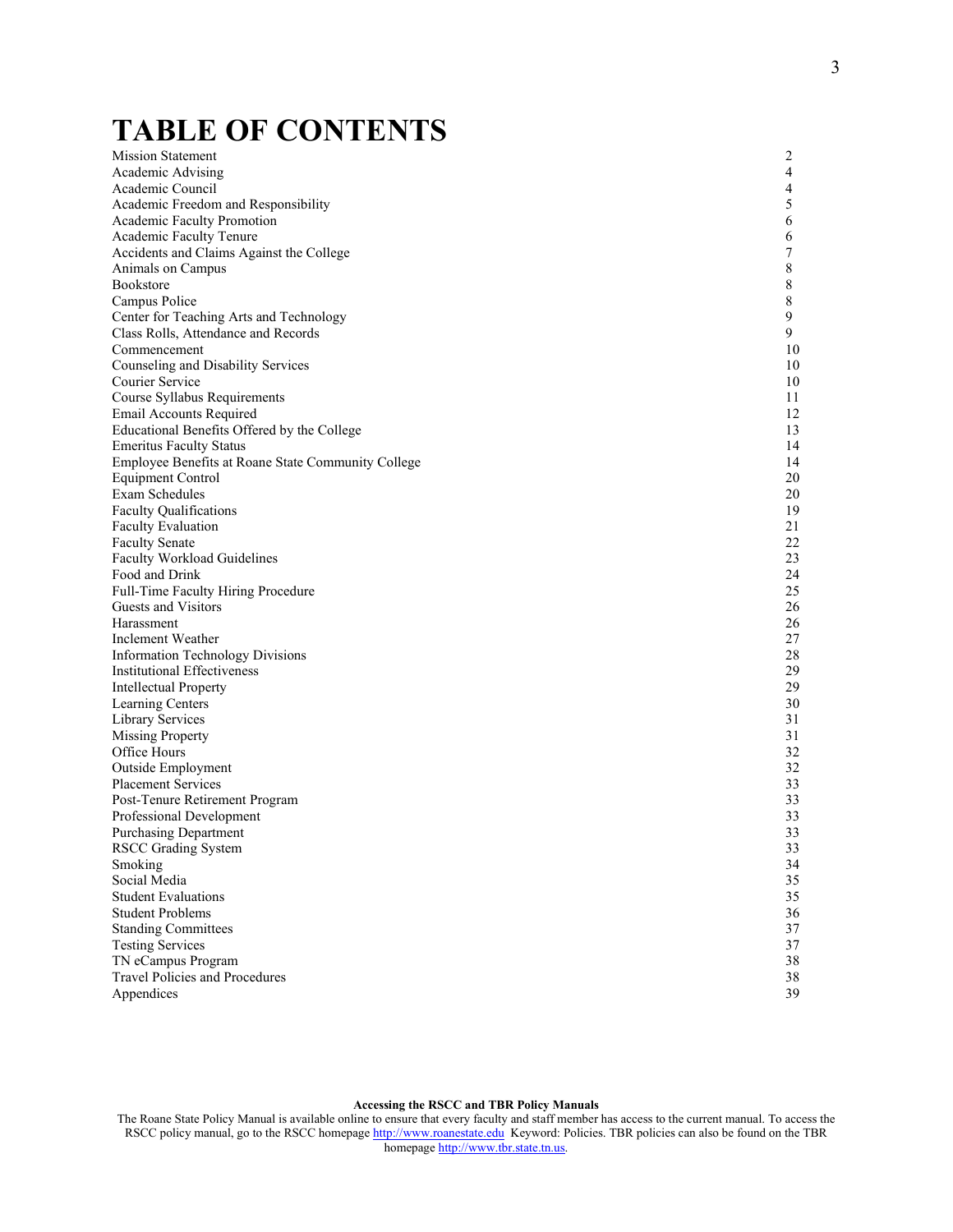# TABLE OF CONTENTS

| | |
|---|---|
| Mission Statement | 2 |
| Academic Advising | 4 |
| Academic Council | 4 |
| Academic Freedom and Responsibility | 5 |
| Academic Faculty Promotion | 6 |
| Academic Faculty Tenure | 6 |
| Accidents and Claims Against the College | 7 |
| Animals on Campus | 8 |
| Bookstore | 8 |
| Campus Police | 8 |
| Center for Teaching Arts and Technology | 9 |
| Class Rolls, Attendance and Records | 9 |
| Commencement | 10 |
| Counseling and Disability Services | 10 |
| Courier Service | 10 |
| Course Syllabus Requirements | 11 |
| Email Accounts Required | 12 |
| Educational Benefits Offered by the College | 13 |
| Emeritus Faculty Status | 14 |
| Employee Benefits at Roane State Community College | 14 |
| Equipment Control | 20 |
| Exam Schedules | 20 |
| Faculty Qualifications | 19 |
| Faculty Evaluation | 21 |
| Faculty Senate | 22 |
| Faculty Workload Guidelines | 23 |
| Food and Drink | 24 |
| Full-Time Faculty Hiring Procedure | 25 |
| Guests and Visitors | 26 |
| Harassment | 26 |
| Inclement Weather | 27 |
| Information Technology Divisions | 28 |
| Institutional Effectiveness | 29 |
| Intellectual Property | 29 |
| Learning Centers | 30 |
| Library Services | 31 |
| Missing Property | 31 |
| Office Hours | 32 |
| Outside Employment | 32 |
| Placement Services | 33 |
| Post-Tenure Retirement Program | 33 |
| Professional Development | 33 |
| Purchasing Department | 33 |
| RSCC Grading System | 33 |
| Smoking | 34 |
| Social Media | 35 |
| Student Evaluations | 35 |
| Student Problems | 36 |
| Standing Committees | 37 |
| Testing Services | 37 |
| TN eCampus Program | 38 |
| Travel Policies and Procedures | 38 |
| Appendices | 39 |

**Accessing the RSCC and TBR Policy Manuals**

The Roane State Policy Manual is available online to ensure that every faculty and staff member has access to the current manual. To access the RSCC policy manual, go to the RSCC homepage http://www.roanestate.edu Keyword: Policies. TBR policies can also be found on the TBR homepage http://www.tbr.state.tn.us.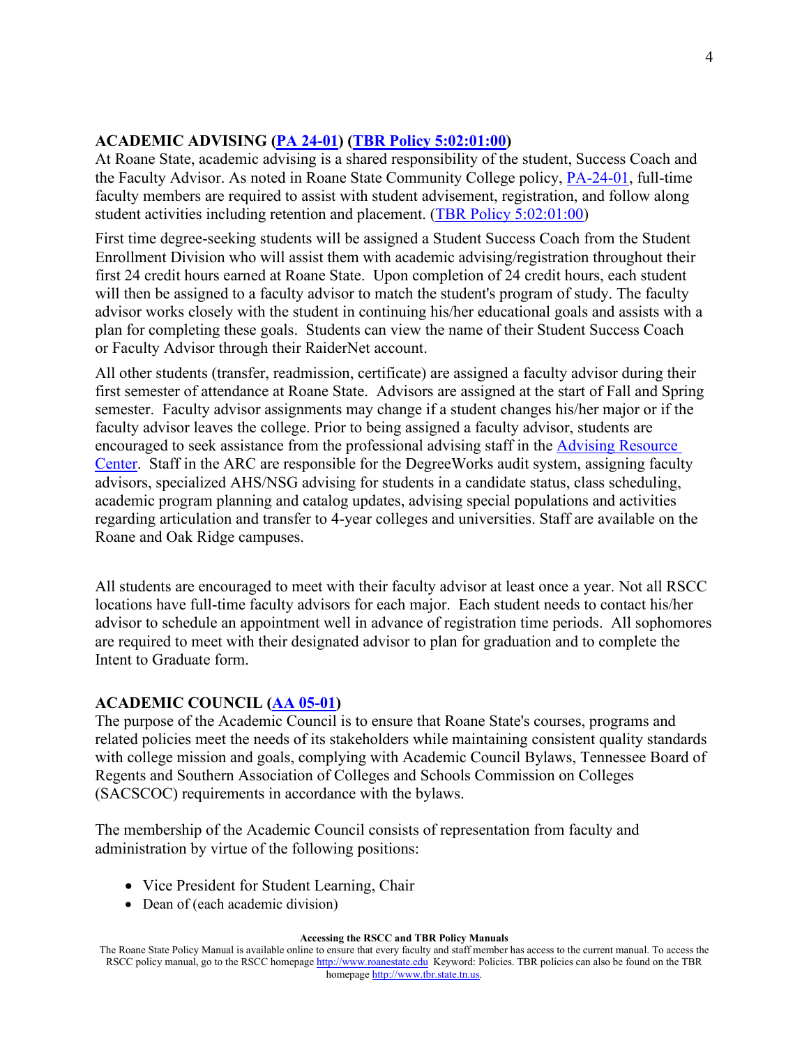## ACADEMIC ADVISING (PA 24-01) (TBR Policy 5:02:01:00)

At Roane State, academic advising is a shared responsibility of the student, Success Coach and the Faculty Advisor. As noted in Roane State Community College policy, PA-24-01, full-time faculty members are required to assist with student advisement, registration, and follow along student activities including retention and placement. (TBR Policy 5:02:01:00)

First time degree-seeking students will be assigned a Student Success Coach from the Student Enrollment Division who will assist them with academic advising/registration throughout their first 24 credit hours earned at Roane State. Upon completion of 24 credit hours, each student will then be assigned to a faculty advisor to match the student's program of study. The faculty advisor works closely with the student in continuing his/her educational goals and assists with a plan for completing these goals. Students can view the name of their Student Success Coach or Faculty Advisor through their RaiderNet account.

All other students (transfer, readmission, certificate) are assigned a faculty advisor during their first semester of attendance at Roane State. Advisors are assigned at the start of Fall and Spring semester. Faculty advisor assignments may change if a student changes his/her major or if the faculty advisor leaves the college. Prior to being assigned a faculty advisor, students are encouraged to seek assistance from the professional advising staff in the Advising Resource Center. Staff in the ARC are responsible for the DegreeWorks audit system, assigning faculty advisors, specialized AHS/NSG advising for students in a candidate status, class scheduling, academic program planning and catalog updates, advising special populations and activities regarding articulation and transfer to 4-year colleges and universities. Staff are available on the Roane and Oak Ridge campuses.

All students are encouraged to meet with their faculty advisor at least once a year. Not all RSCC locations have full-time faculty advisors for each major. Each student needs to contact his/her advisor to schedule an appointment well in advance of registration time periods. All sophomores are required to meet with their designated advisor to plan for graduation and to complete the Intent to Graduate form.

## ACADEMIC COUNCIL (AA 05-01)

The purpose of the Academic Council is to ensure that Roane State's courses, programs and related policies meet the needs of its stakeholders while maintaining consistent quality standards with college mission and goals, complying with Academic Council Bylaws, Tennessee Board of Regents and Southern Association of Colleges and Schools Commission on Colleges (SACSCOC) requirements in accordance with the bylaws.

The membership of the Academic Council consists of representation from faculty and administration by virtue of the following positions:

- Vice President for Student Learning, Chair
- Dean of (each academic division)

**Accessing the RSCC and TBR Policy Manuals**

The Roane State Policy Manual is available online to ensure that every faculty and staff member has access to the current manual. To access the RSCC policy manual, go to the RSCC homepage http://www.roanestate.edu Keyword: Policies. TBR policies can also be found on the TBR homepage http://www.tbr.state.tn.us.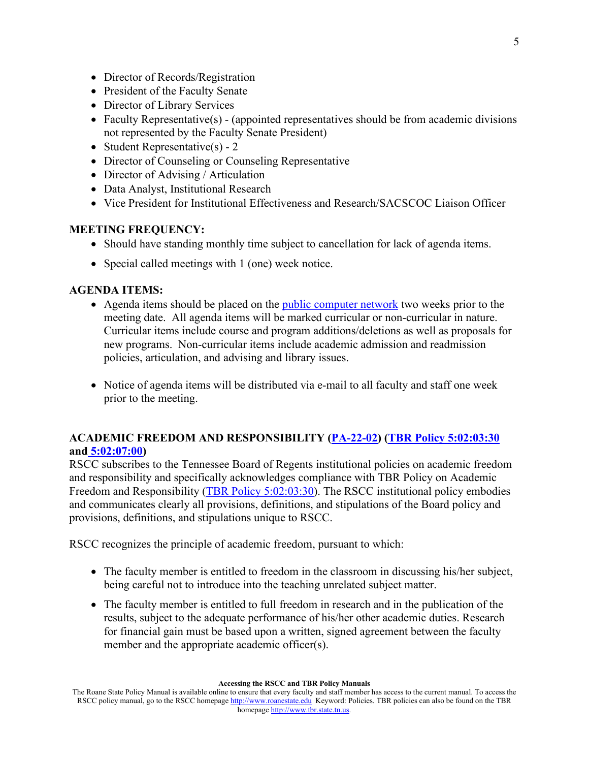- Director of Records/Registration
- President of the Faculty Senate
- Director of Library Services
- Faculty Representative(s) - (appointed representatives should be from academic divisions not represented by the Faculty Senate President)
- Student Representative(s) - 2
- Director of Counseling or Counseling Representative
- Director of Advising / Articulation
- Data Analyst, Institutional Research
- Vice President for Institutional Effectiveness and Research/SACSCOC Liaison Officer

**MEETING FREQUENCY:**

- Should have standing monthly time subject to cancellation for lack of agenda items.
- Special called meetings with 1 (one) week notice.

**AGENDA ITEMS:**

- Agenda items should be placed on the public computer network two weeks prior to the meeting date. All agenda items will be marked curricular or non-curricular in nature. Curricular items include course and program additions/deletions as well as proposals for new programs. Non-curricular items include academic admission and readmission policies, articulation, and advising and library issues.
- Notice of agenda items will be distributed via e-mail to all faculty and staff one week prior to the meeting.

**ACADEMIC FREEDOM AND RESPONSIBILITY (PA-22-02) (TBR Policy 5:02:03:30 and 5:02:07:00)**

RSCC subscribes to the Tennessee Board of Regents institutional policies on academic freedom and responsibility and specifically acknowledges compliance with TBR Policy on Academic Freedom and Responsibility (TBR Policy 5:02:03:30). The RSCC institutional policy embodies and communicates clearly all provisions, definitions, and stipulations of the Board policy and provisions, definitions, and stipulations unique to RSCC.

RSCC recognizes the principle of academic freedom, pursuant to which:

- The faculty member is entitled to freedom in the classroom in discussing his/her subject, being careful not to introduce into the teaching unrelated subject matter.
- The faculty member is entitled to full freedom in research and in the publication of the results, subject to the adequate performance of his/her other academic duties. Research for financial gain must be based upon a written, signed agreement between the faculty member and the appropriate academic officer(s).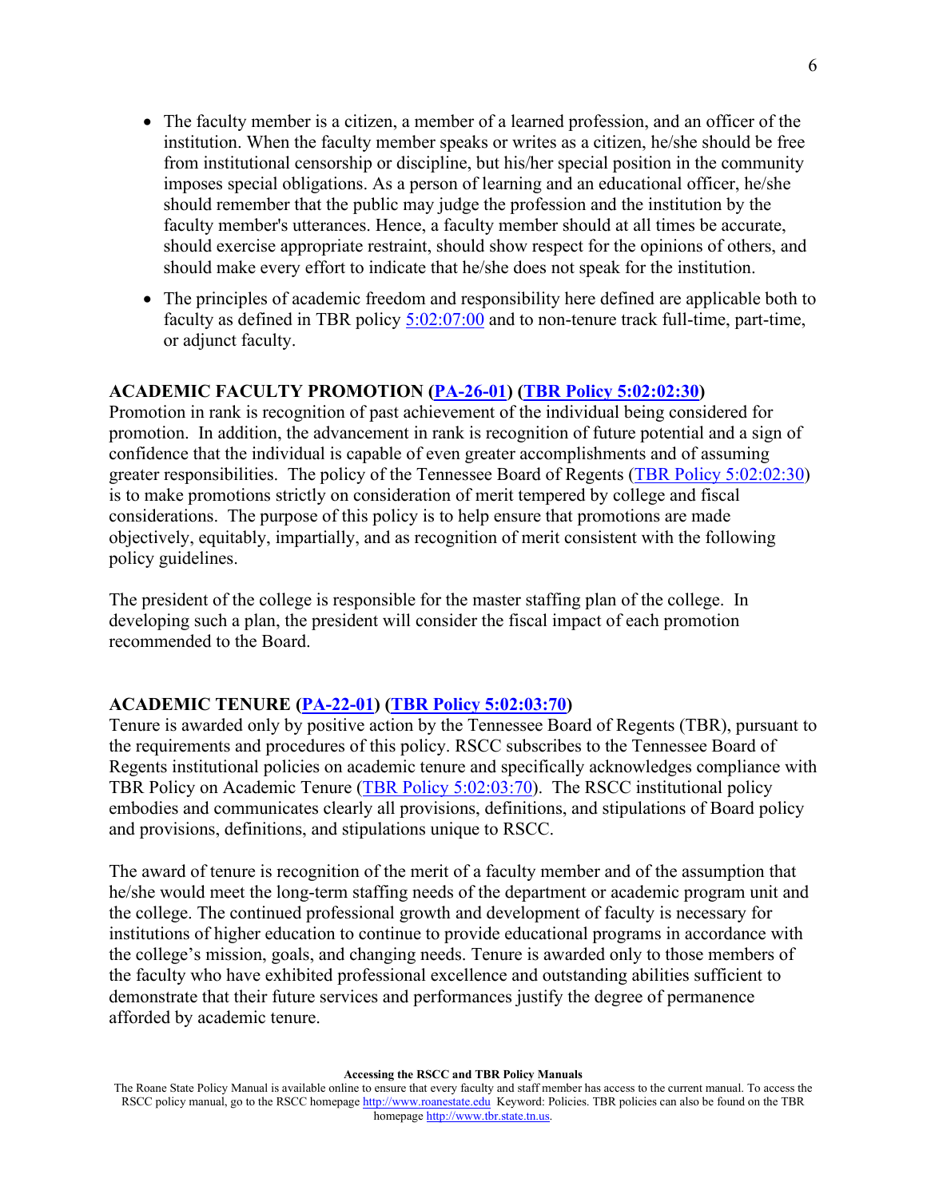- The faculty member is a citizen, a member of a learned profession, and an officer of the institution. When the faculty member speaks or writes as a citizen, he/she should be free from institutional censorship or discipline, but his/her special position in the community imposes special obligations. As a person of learning and an educational officer, he/she should remember that the public may judge the profession and the institution by the faculty member's utterances. Hence, a faculty member should at all times be accurate, should exercise appropriate restraint, should show respect for the opinions of others, and should make every effort to indicate that he/she does not speak for the institution.

- The principles of academic freedom and responsibility here defined are applicable both to faculty as defined in TBR policy 5:02:07:00 and to non-tenure track full-time, part-time, or adjunct faculty.

**ACADEMIC FACULTY PROMOTION (PA-26-01) (TBR Policy 5:02:02:30)**

Promotion in rank is recognition of past achievement of the individual being considered for promotion. In addition, the advancement in rank is recognition of future potential and a sign of confidence that the individual is capable of even greater accomplishments and of assuming greater responsibilities. The policy of the Tennessee Board of Regents (TBR Policy 5:02:02:30) is to make promotions strictly on consideration of merit tempered by college and fiscal considerations. The purpose of this policy is to help ensure that promotions are made objectively, equitably, impartially, and as recognition of merit consistent with the following policy guidelines.

The president of the college is responsible for the master staffing plan of the college. In developing such a plan, the president will consider the fiscal impact of each promotion recommended to the Board.

**ACADEMIC TENURE (PA-22-01) (TBR Policy 5:02:03:70)**

Tenure is awarded only by positive action by the Tennessee Board of Regents (TBR), pursuant to the requirements and procedures of this policy. RSCC subscribes to the Tennessee Board of Regents institutional policies on academic tenure and specifically acknowledges compliance with TBR Policy on Academic Tenure (TBR Policy 5:02:03:70). The RSCC institutional policy embodies and communicates clearly all provisions, definitions, and stipulations of Board policy and provisions, definitions, and stipulations unique to RSCC.

The award of tenure is recognition of the merit of a faculty member and of the assumption that he/she would meet the long-term staffing needs of the department or academic program unit and the college. The continued professional growth and development of faculty is necessary for institutions of higher education to continue to provide educational programs in accordance with the college's mission, goals, and changing needs. Tenure is awarded only to those members of the faculty who have exhibited professional excellence and outstanding abilities sufficient to demonstrate that their future services and performances justify the degree of permanence afforded by academic tenure.

**Accessing the RSCC and TBR Policy Manuals**

The Roane State Policy Manual is available online to ensure that every faculty and staff member has access to the current manual. To access the RSCC policy manual, go to the RSCC homepage http://www.roanestate.edu Keyword: Policies. TBR policies can also be found on the TBR homepage http://www.tbr.state.tn.us.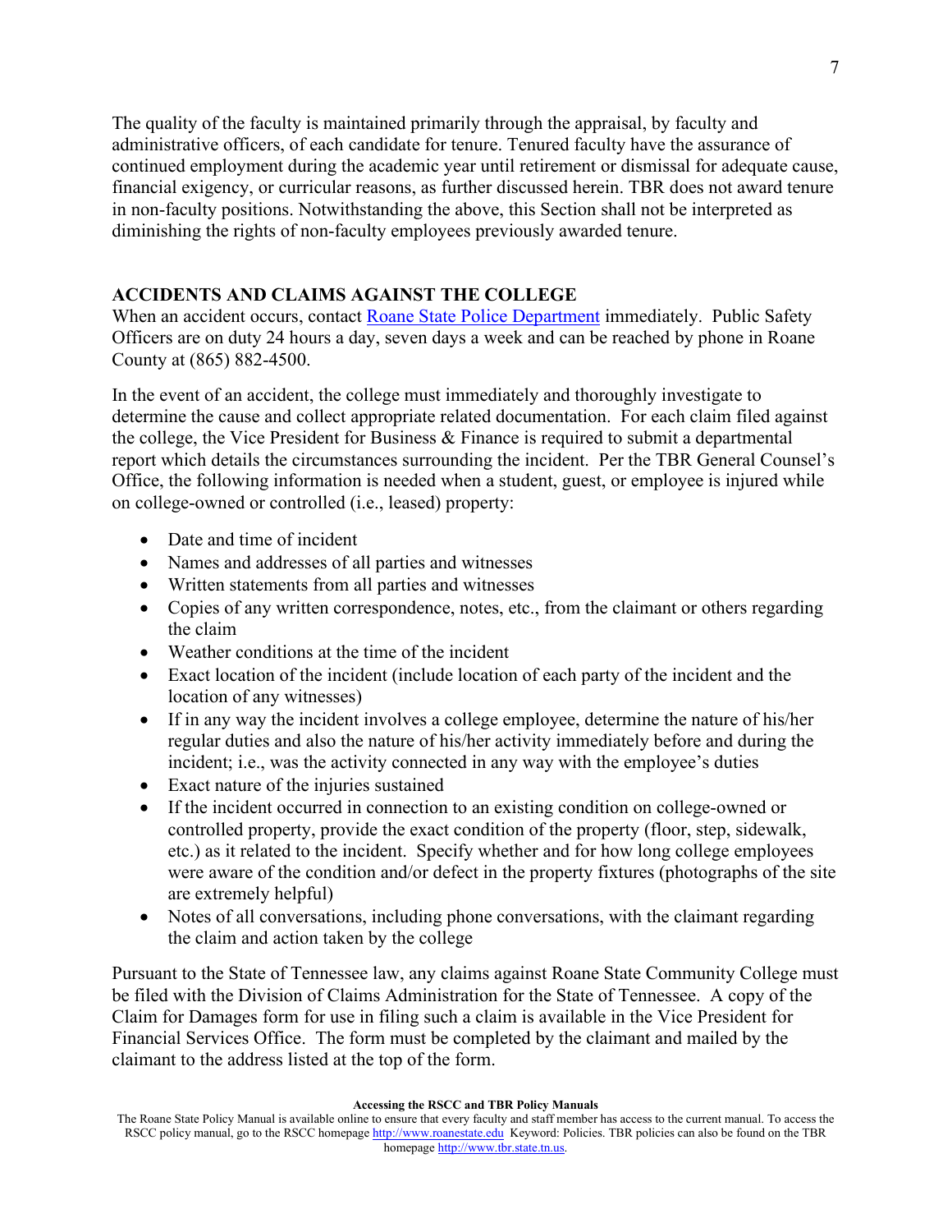The quality of the faculty is maintained primarily through the appraisal, by faculty and administrative officers, of each candidate for tenure. Tenured faculty have the assurance of continued employment during the academic year until retirement or dismissal for adequate cause, financial exigency, or curricular reasons, as further discussed herein. TBR does not award tenure in non-faculty positions. Notwithstanding the above, this Section shall not be interpreted as diminishing the rights of non-faculty employees previously awarded tenure.

## ACCIDENTS AND CLAIMS AGAINST THE COLLEGE

When an accident occurs, contact Roane State Police Department immediately. Public Safety Officers are on duty 24 hours a day, seven days a week and can be reached by phone in Roane County at (865) 882-4500.

In the event of an accident, the college must immediately and thoroughly investigate to determine the cause and collect appropriate related documentation. For each claim filed against the college, the Vice President for Business & Finance is required to submit a departmental report which details the circumstances surrounding the incident. Per the TBR General Counsel's Office, the following information is needed when a student, guest, or employee is injured while on college-owned or controlled (i.e., leased) property:

- Date and time of incident
- Names and addresses of all parties and witnesses
- Written statements from all parties and witnesses
- Copies of any written correspondence, notes, etc., from the claimant or others regarding the claim
- Weather conditions at the time of the incident
- Exact location of the incident (include location of each party of the incident and the location of any witnesses)
- If in any way the incident involves a college employee, determine the nature of his/her regular duties and also the nature of his/her activity immediately before and during the incident; i.e., was the activity connected in any way with the employee's duties
- Exact nature of the injuries sustained
- If the incident occurred in connection to an existing condition on college-owned or controlled property, provide the exact condition of the property (floor, step, sidewalk, etc.) as it related to the incident. Specify whether and for how long college employees were aware of the condition and/or defect in the property fixtures (photographs of the site are extremely helpful)
- Notes of all conversations, including phone conversations, with the claimant regarding the claim and action taken by the college

Pursuant to the State of Tennessee law, any claims against Roane State Community College must be filed with the Division of Claims Administration for the State of Tennessee. A copy of the Claim for Damages form for use in filing such a claim is available in the Vice President for Financial Services Office. The form must be completed by the claimant and mailed by the claimant to the address listed at the top of the form.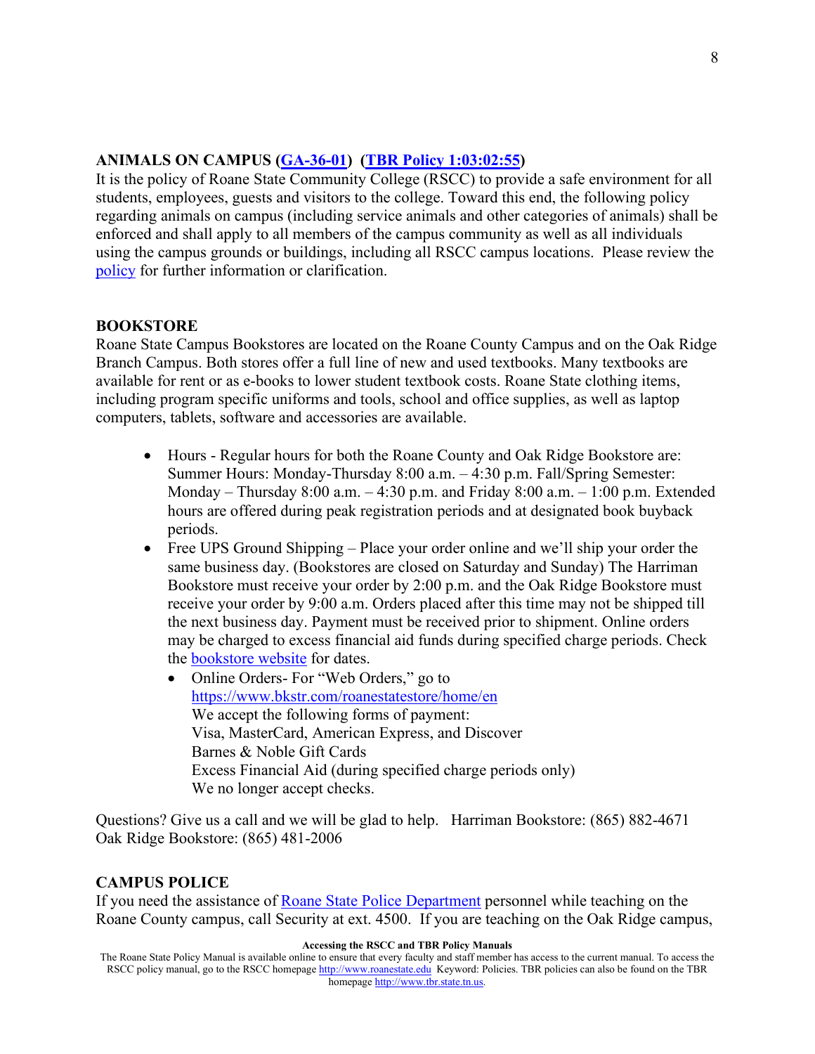**ANIMALS ON CAMPUS ([GA-36-01](GA-36-01)) ([TBR Policy 1:03:02:55](TBR Policy 1:03:02:55))**

It is the policy of Roane State Community College (RSCC) to provide a safe environment for all students, employees, guests and visitors to the college. Toward this end, the following policy regarding animals on campus (including service animals and other categories of animals) shall be enforced and shall apply to all members of the campus community as well as all individuals using the campus grounds or buildings, including all RSCC campus locations. Please review the policy for further information or clarification.

**BOOKSTORE**

Roane State Campus Bookstores are located on the Roane County Campus and on the Oak Ridge Branch Campus. Both stores offer a full line of new and used textbooks. Many textbooks are available for rent or as e-books to lower student textbook costs. Roane State clothing items, including program specific uniforms and tools, school and office supplies, as well as laptop computers, tablets, software and accessories are available.

- Hours - Regular hours for both the Roane County and Oak Ridge Bookstore are: Summer Hours: Monday-Thursday 8:00 a.m. – 4:30 p.m. Fall/Spring Semester: Monday – Thursday 8:00 a.m. – 4:30 p.m. and Friday 8:00 a.m. – 1:00 p.m. Extended hours are offered during peak registration periods and at designated book buyback periods.
- Free UPS Ground Shipping – Place your order online and we'll ship your order the same business day. (Bookstores are closed on Saturday and Sunday) The Harriman Bookstore must receive your order by 2:00 p.m. and the Oak Ridge Bookstore must receive your order by 9:00 a.m. Orders placed after this time may not be shipped till the next business day. Payment must be received prior to shipment. Online orders may be charged to excess financial aid funds during specified charge periods. Check the bookstore website for dates.
  - Online Orders- For "Web Orders," go to https://www.bkstr.com/roanestatestore/home/en
    We accept the following forms of payment:
    Visa, MasterCard, American Express, and Discover
    Barnes & Noble Gift Cards
    Excess Financial Aid (during specified charge periods only)
    We no longer accept checks.

Questions? Give us a call and we will be glad to help. Harriman Bookstore: (865) 882-4671
Oak Ridge Bookstore: (865) 481-2006

**CAMPUS POLICE**

If you need the assistance of Roane State Police Department personnel while teaching on the Roane County campus, call Security at ext. 4500. If you are teaching on the Oak Ridge campus,

**Accessing the RSCC and TBR Policy Manuals**

The Roane State Policy Manual is available online to ensure that every faculty and staff member has access to the current manual. To access the RSCC policy manual, go to the RSCC homepage http://www.roanestate.edu Keyword: Policies. TBR policies can also be found on the TBR homepage http://www.tbr.state.tn.us.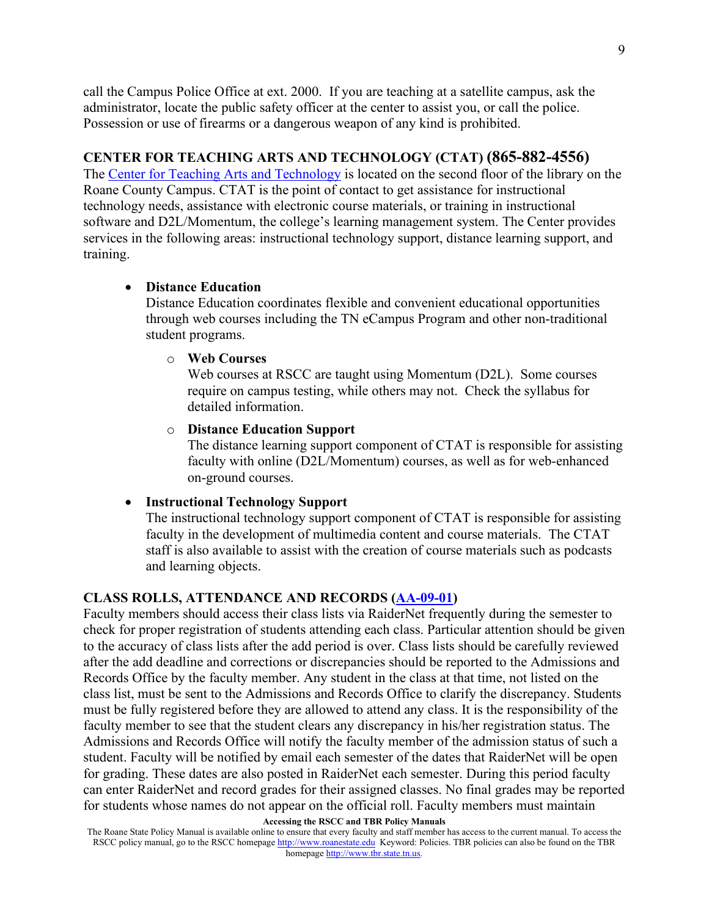call the Campus Police Office at ext. 2000. If you are teaching at a satellite campus, ask the administrator, locate the public safety officer at the center to assist you, or call the police. Possession or use of firearms or a dangerous weapon of any kind is prohibited.

## CENTER FOR TEACHING ARTS AND TECHNOLOGY (CTAT) (865-882-4556)

The Center for Teaching Arts and Technology is located on the second floor of the library on the Roane County Campus. CTAT is the point of contact to get assistance for instructional technology needs, assistance with electronic course materials, or training in instructional software and D2L/Momentum, the college's learning management system. The Center provides services in the following areas: instructional technology support, distance learning support, and training.

- **Distance Education**
  Distance Education coordinates flexible and convenient educational opportunities through web courses including the TN eCampus Program and other non-traditional student programs.
  - **Web Courses**
    Web courses at RSCC are taught using Momentum (D2L). Some courses require on campus testing, while others may not. Check the syllabus for detailed information.
  - **Distance Education Support**
    The distance learning support component of CTAT is responsible for assisting faculty with online (D2L/Momentum) courses, as well as for web-enhanced on-ground courses.
- **Instructional Technology Support**
  The instructional technology support component of CTAT is responsible for assisting faculty in the development of multimedia content and course materials. The CTAT staff is also available to assist with the creation of course materials such as podcasts and learning objects.

## CLASS ROLLS, ATTENDANCE AND RECORDS (AA-09-01)

Faculty members should access their class lists via RaiderNet frequently during the semester to check for proper registration of students attending each class. Particular attention should be given to the accuracy of class lists after the add period is over. Class lists should be carefully reviewed after the add deadline and corrections or discrepancies should be reported to the Admissions and Records Office by the faculty member. Any student in the class at that time, not listed on the class list, must be sent to the Admissions and Records Office to clarify the discrepancy. Students must be fully registered before they are allowed to attend any class. It is the responsibility of the faculty member to see that the student clears any discrepancy in his/her registration status. The Admissions and Records Office will notify the faculty member of the admission status of such a student. Faculty will be notified by email each semester of the dates that RaiderNet will be open for grading. These dates are also posted in RaiderNet each semester. During this period faculty can enter RaiderNet and record grades for their assigned classes. No final grades may be reported for students whose names do not appear on the official roll. Faculty members must maintain

**Accessing the RSCC and TBR Policy Manuals**

The Roane State Policy Manual is available online to ensure that every faculty and staff member has access to the current manual. To access the RSCC policy manual, go to the RSCC homepage http://www.roanestate.edu Keyword: Policies. TBR policies can also be found on the TBR homepage http://www.tbr.state.tn.us.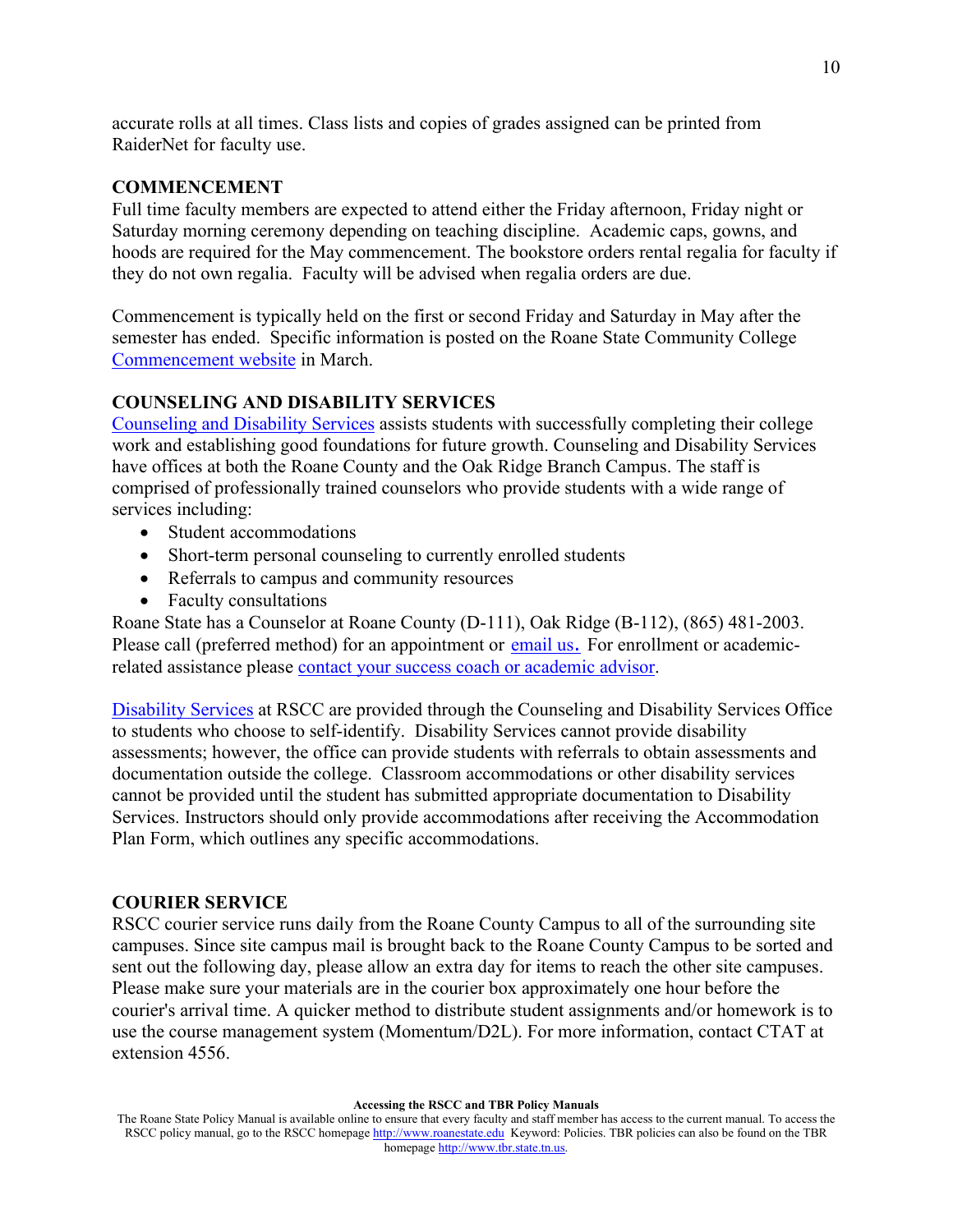accurate rolls at all times. Class lists and copies of grades assigned can be printed from RaiderNet for faculty use.

## COMMENCEMENT

Full time faculty members are expected to attend either the Friday afternoon, Friday night or Saturday morning ceremony depending on teaching discipline. Academic caps, gowns, and hoods are required for the May commencement. The bookstore orders rental regalia for faculty if they do not own regalia. Faculty will be advised when regalia orders are due.

Commencement is typically held on the first or second Friday and Saturday in May after the semester has ended. Specific information is posted on the Roane State Community College Commencement website in March.

## COUNSELING AND DISABILITY SERVICES

Counseling and Disability Services assists students with successfully completing their college work and establishing good foundations for future growth. Counseling and Disability Services have offices at both the Roane County and the Oak Ridge Branch Campus. The staff is comprised of professionally trained counselors who provide students with a wide range of services including:

- Student accommodations
- Short-term personal counseling to currently enrolled students
- Referrals to campus and community resources
- Faculty consultations

Roane State has a Counselor at Roane County (D-111), Oak Ridge (B-112), (865) 481-2003. Please call (preferred method) for an appointment or email us. For enrollment or academic-related assistance please contact your success coach or academic advisor.

Disability Services at RSCC are provided through the Counseling and Disability Services Office to students who choose to self-identify. Disability Services cannot provide disability assessments; however, the office can provide students with referrals to obtain assessments and documentation outside the college. Classroom accommodations or other disability services cannot be provided until the student has submitted appropriate documentation to Disability Services. Instructors should only provide accommodations after receiving the Accommodation Plan Form, which outlines any specific accommodations.

## COURIER SERVICE

RSCC courier service runs daily from the Roane County Campus to all of the surrounding site campuses. Since site campus mail is brought back to the Roane County Campus to be sorted and sent out the following day, please allow an extra day for items to reach the other site campuses. Please make sure your materials are in the courier box approximately one hour before the courier's arrival time. A quicker method to distribute student assignments and/or homework is to use the course management system (Momentum/D2L). For more information, contact CTAT at extension 4556.

**Accessing the RSCC and TBR Policy Manuals**

The Roane State Policy Manual is available online to ensure that every faculty and staff member has access to the current manual. To access the RSCC policy manual, go to the RSCC homepage http://www.roanestate.edu Keyword: Policies. TBR policies can also be found on the TBR homepage http://www.tbr.state.tn.us.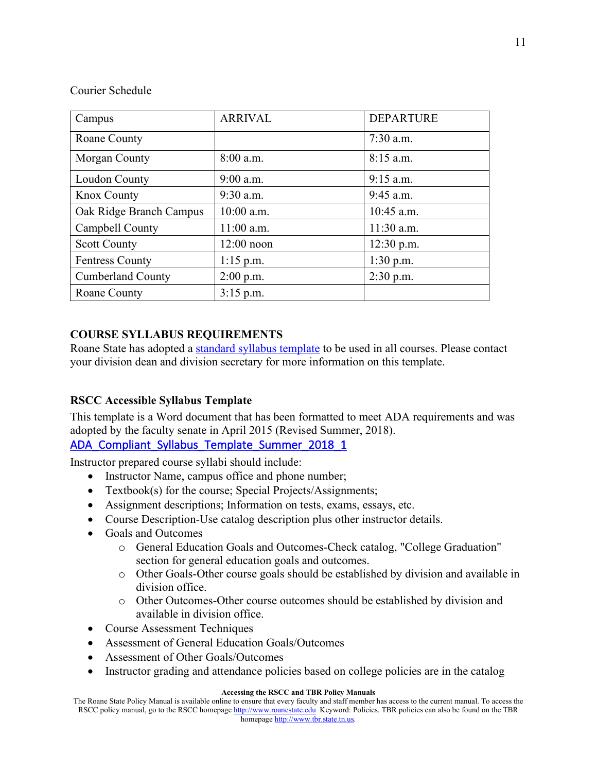Courier Schedule

| Campus | ARRIVAL | DEPARTURE |
|---|---|---|
| Roane County | | 7:30 a.m. |
| Morgan County | 8:00 a.m. | 8:15 a.m. |
| Loudon County | 9:00 a.m. | 9:15 a.m. |
| Knox County | 9:30 a.m. | 9:45 a.m. |
| Oak Ridge Branch Campus | 10:00 a.m. | 10:45 a.m. |
| Campbell County | 11:00 a.m. | 11:30 a.m. |
| Scott County | 12:00 noon | 12:30 p.m. |
| Fentress County | 1:15 p.m. | 1:30 p.m. |
| Cumberland County | 2:00 p.m. | 2:30 p.m. |
| Roane County | 3:15 p.m. | |

**COURSE SYLLABUS REQUIREMENTS**

Roane State has adopted a standard syllabus template to be used in all courses. Please contact your division dean and division secretary for more information on this template.

**RSCC Accessible Syllabus Template**

This template is a Word document that has been formatted to meet ADA requirements and was adopted by the faculty senate in April 2015 (Revised Summer, 2018).

ADA_Compliant_Syllabus_Template_Summer_2018_1

Instructor prepared course syllabi should include:

- Instructor Name, campus office and phone number;
- Textbook(s) for the course; Special Projects/Assignments;
- Assignment descriptions; Information on tests, exams, essays, etc.
- Course Description-Use catalog description plus other instructor details.
- Goals and Outcomes
  - General Education Goals and Outcomes-Check catalog, "College Graduation" section for general education goals and outcomes.
  - Other Goals-Other course goals should be established by division and available in division office.
  - Other Outcomes-Other course outcomes should be established by division and available in division office.
- Course Assessment Techniques
- Assessment of General Education Goals/Outcomes
- Assessment of Other Goals/Outcomes
- Instructor grading and attendance policies based on college policies are in the catalog

**Accessing the RSCC and TBR Policy Manuals**

The Roane State Policy Manual is available online to ensure that every faculty and staff member has access to the current manual. To access the RSCC policy manual, go to the RSCC homepage http://www.roanestate.edu Keyword: Policies. TBR policies can also be found on the TBR homepage http://www.tbr.state.tn.us.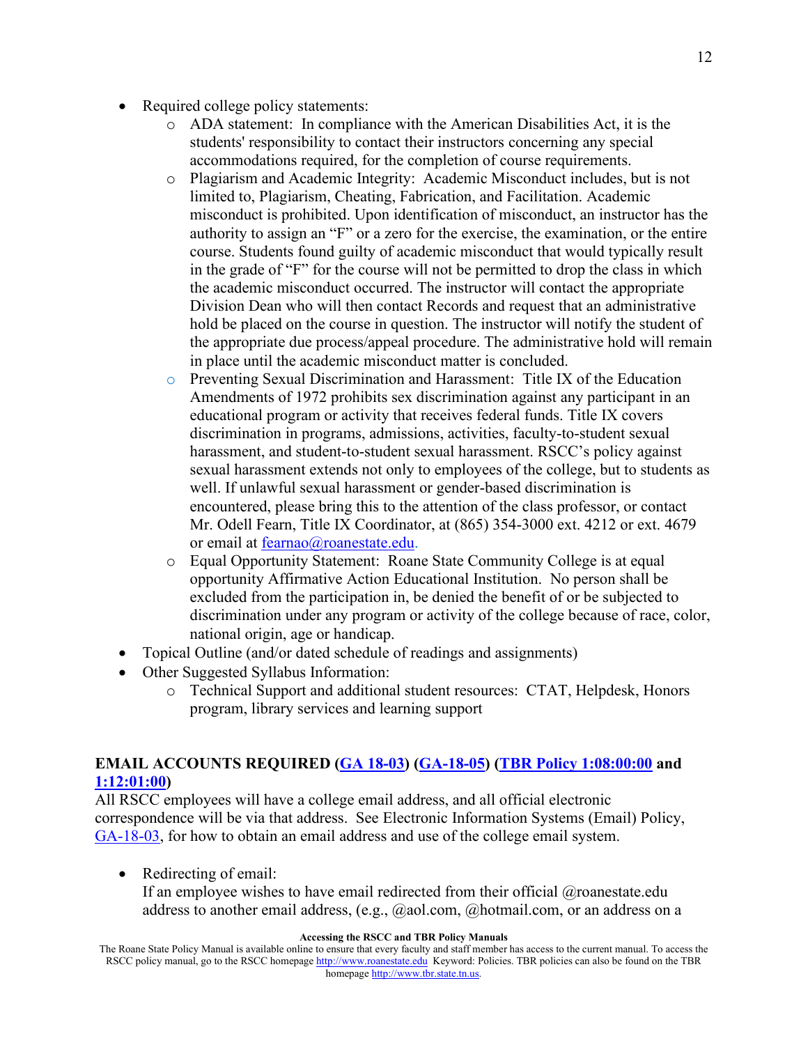- Required college policy statements:
    - ADA statement: In compliance with the American Disabilities Act, it is the students' responsibility to contact their instructors concerning any special accommodations required, for the completion of course requirements.
    - Plagiarism and Academic Integrity: Academic Misconduct includes, but is not limited to, Plagiarism, Cheating, Fabrication, and Facilitation. Academic misconduct is prohibited. Upon identification of misconduct, an instructor has the authority to assign an "F" or a zero for the exercise, the examination, or the entire course. Students found guilty of academic misconduct that would typically result in the grade of "F" for the course will not be permitted to drop the class in which the academic misconduct occurred. The instructor will contact the appropriate Division Dean who will then contact Records and request that an administrative hold be placed on the course in question. The instructor will notify the student of the appropriate due process/appeal procedure. The administrative hold will remain in place until the academic misconduct matter is concluded.
    - Preventing Sexual Discrimination and Harassment: Title IX of the Education Amendments of 1972 prohibits sex discrimination against any participant in an educational program or activity that receives federal funds. Title IX covers discrimination in programs, admissions, activities, faculty-to-student sexual harassment, and student-to-student sexual harassment. RSCC's policy against sexual harassment extends not only to employees of the college, but to students as well. If unlawful sexual harassment or gender-based discrimination is encountered, please bring this to the attention of the class professor, or contact Mr. Odell Fearn, Title IX Coordinator, at (865) 354-3000 ext. 4212 or ext. 4679 or email at [fearnao@roanestate.edu](mailto:fearnao@roanestate.edu).
    - Equal Opportunity Statement: Roane State Community College is at equal opportunity Affirmative Action Educational Institution. No person shall be excluded from the participation in, be denied the benefit of or be subjected to discrimination under any program or activity of the college because of race, color, national origin, age or handicap.
- Topical Outline (and/or dated schedule of readings and assignments)
- Other Suggested Syllabus Information:
    - Technical Support and additional student resources: CTAT, Helpdesk, Honors program, library services and learning support

**EMAIL ACCOUNTS REQUIRED (GA 18-03) (GA-18-05) (TBR Policy 1:08:00:00 and 1:12:01:00)**

All RSCC employees will have a college email address, and all official electronic correspondence will be via that address. See Electronic Information Systems (Email) Policy, GA-18-03, for how to obtain an email address and use of the college email system.

- Redirecting of email:
  If an employee wishes to have email redirected from their official @roanestate.edu address to another email address, (e.g., @aol.com, @hotmail.com, or an address on a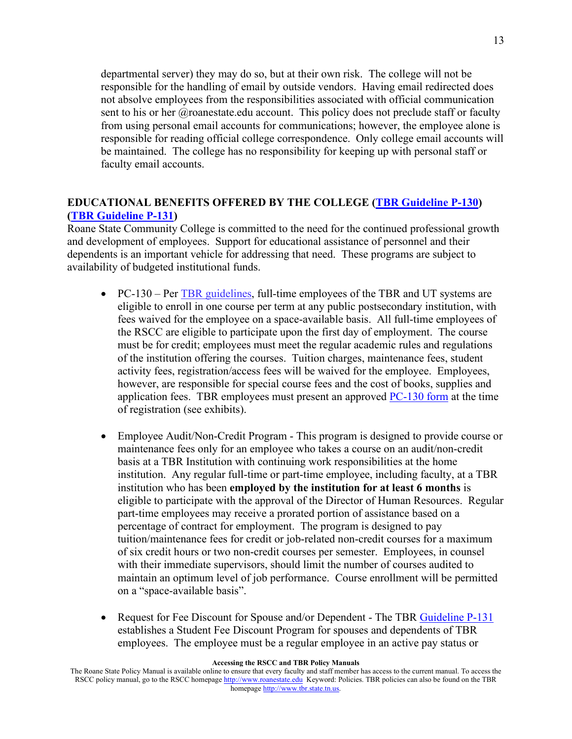departmental server) they may do so, but at their own risk. The college will not be responsible for the handling of email by outside vendors. Having email redirected does not absolve employees from the responsibilities associated with official communication sent to his or her @roanestate.edu account. This policy does not preclude staff or faculty from using personal email accounts for communications; however, the employee alone is responsible for reading official college correspondence. Only college email accounts will be maintained. The college has no responsibility for keeping up with personal staff or faculty email accounts.

## EDUCATIONAL BENEFITS OFFERED BY THE COLLEGE (TBR Guideline P-130) (TBR Guideline P-131)

Roane State Community College is committed to the need for the continued professional growth and development of employees. Support for educational assistance of personnel and their dependents is an important vehicle for addressing that need. These programs are subject to availability of budgeted institutional funds.

- PC-130 – Per TBR guidelines, full-time employees of the TBR and UT systems are eligible to enroll in one course per term at any public postsecondary institution, with fees waived for the employee on a space-available basis. All full-time employees of the RSCC are eligible to participate upon the first day of employment. The course must be for credit; employees must meet the regular academic rules and regulations of the institution offering the courses. Tuition charges, maintenance fees, student activity fees, registration/access fees will be waived for the employee. Employees, however, are responsible for special course fees and the cost of books, supplies and application fees. TBR employees must present an approved PC-130 form at the time of registration (see exhibits).

- Employee Audit/Non-Credit Program - This program is designed to provide course or maintenance fees only for an employee who takes a course on an audit/non-credit basis at a TBR Institution with continuing work responsibilities at the home institution. Any regular full-time or part-time employee, including faculty, at a TBR institution who has been **employed by the institution for at least 6 months** is eligible to participate with the approval of the Director of Human Resources. Regular part-time employees may receive a prorated portion of assistance based on a percentage of contract for employment. The program is designed to pay tuition/maintenance fees for credit or job-related non-credit courses for a maximum of six credit hours or two non-credit courses per semester. Employees, in counsel with their immediate supervisors, should limit the number of courses audited to maintain an optimum level of job performance. Course enrollment will be permitted on a "space-available basis".

- Request for Fee Discount for Spouse and/or Dependent - The TBR Guideline P-131 establishes a Student Fee Discount Program for spouses and dependents of TBR employees. The employee must be a regular employee in an active pay status or

**Accessing the RSCC and TBR Policy Manuals**
The Roane State Policy Manual is available online to ensure that every faculty and staff member has access to the current manual. To access the RSCC policy manual, go to the RSCC homepage http://www.roanestate.edu Keyword: Policies. TBR policies can also be found on the TBR homepage http://www.tbr.state.tn.us.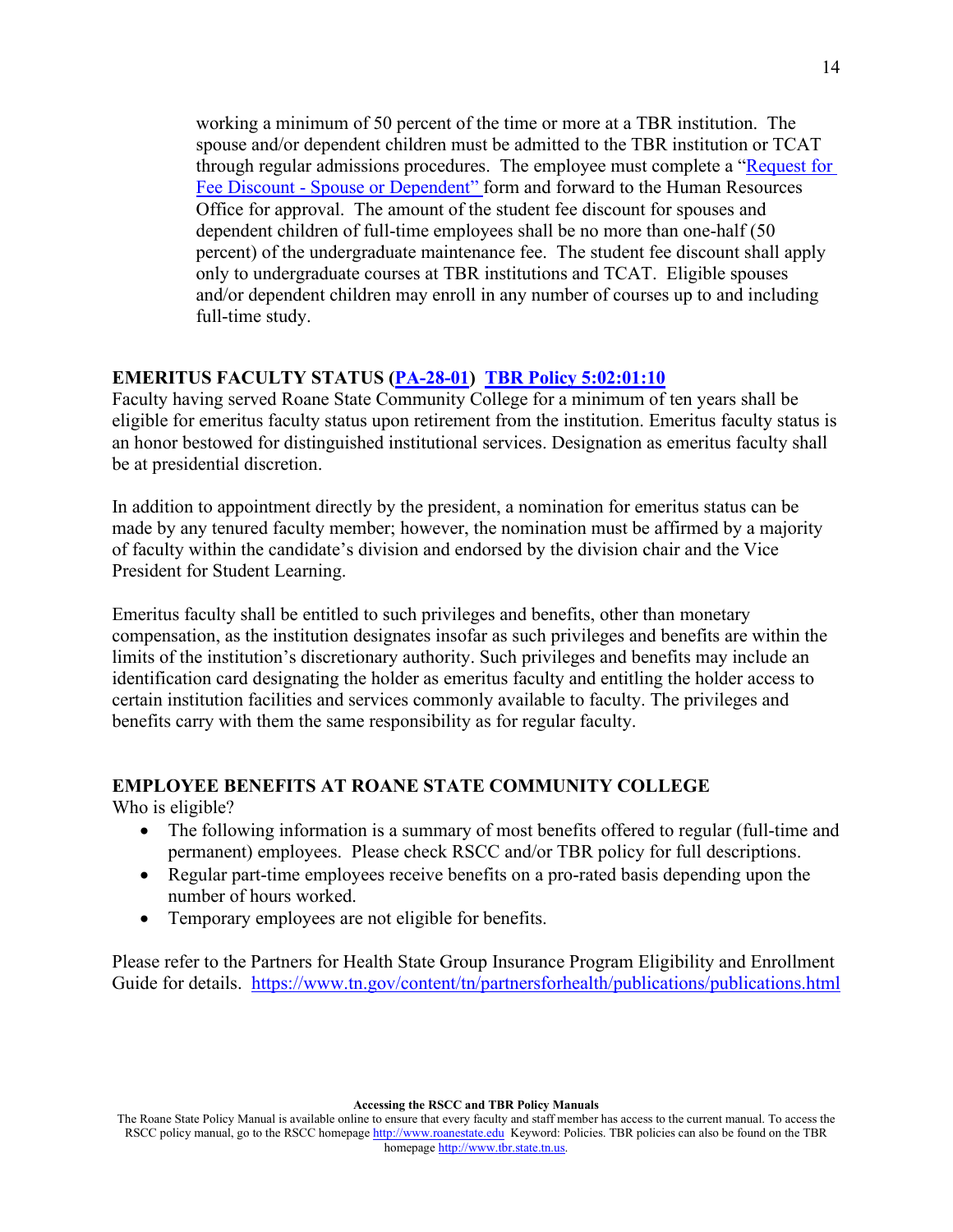working a minimum of 50 percent of the time or more at a TBR institution. The spouse and/or dependent children must be admitted to the TBR institution or TCAT through regular admissions procedures. The employee must complete a "Request for Fee Discount - Spouse or Dependent" form and forward to the Human Resources Office for approval. The amount of the student fee discount for spouses and dependent children of full-time employees shall be no more than one-half (50 percent) of the undergraduate maintenance fee. The student fee discount shall apply only to undergraduate courses at TBR institutions and TCAT. Eligible spouses and/or dependent children may enroll in any number of courses up to and including full-time study.

**EMERITUS FACULTY STATUS (PA-28-01) TBR Policy 5:02:01:10**

Faculty having served Roane State Community College for a minimum of ten years shall be eligible for emeritus faculty status upon retirement from the institution. Emeritus faculty status is an honor bestowed for distinguished institutional services. Designation as emeritus faculty shall be at presidential discretion.

In addition to appointment directly by the president, a nomination for emeritus status can be made by any tenured faculty member; however, the nomination must be affirmed by a majority of faculty within the candidate's division and endorsed by the division chair and the Vice President for Student Learning.

Emeritus faculty shall be entitled to such privileges and benefits, other than monetary compensation, as the institution designates insofar as such privileges and benefits are within the limits of the institution's discretionary authority. Such privileges and benefits may include an identification card designating the holder as emeritus faculty and entitling the holder access to certain institution facilities and services commonly available to faculty. The privileges and benefits carry with them the same responsibility as for regular faculty.

**EMPLOYEE BENEFITS AT ROANE STATE COMMUNITY COLLEGE**

Who is eligible?

- The following information is a summary of most benefits offered to regular (full-time and permanent) employees. Please check RSCC and/or TBR policy for full descriptions.
- Regular part-time employees receive benefits on a pro-rated basis depending upon the number of hours worked.
- Temporary employees are not eligible for benefits.

Please refer to the Partners for Health State Group Insurance Program Eligibility and Enrollment Guide for details. https://www.tn.gov/content/tn/partnersforhealth/publications/publications.html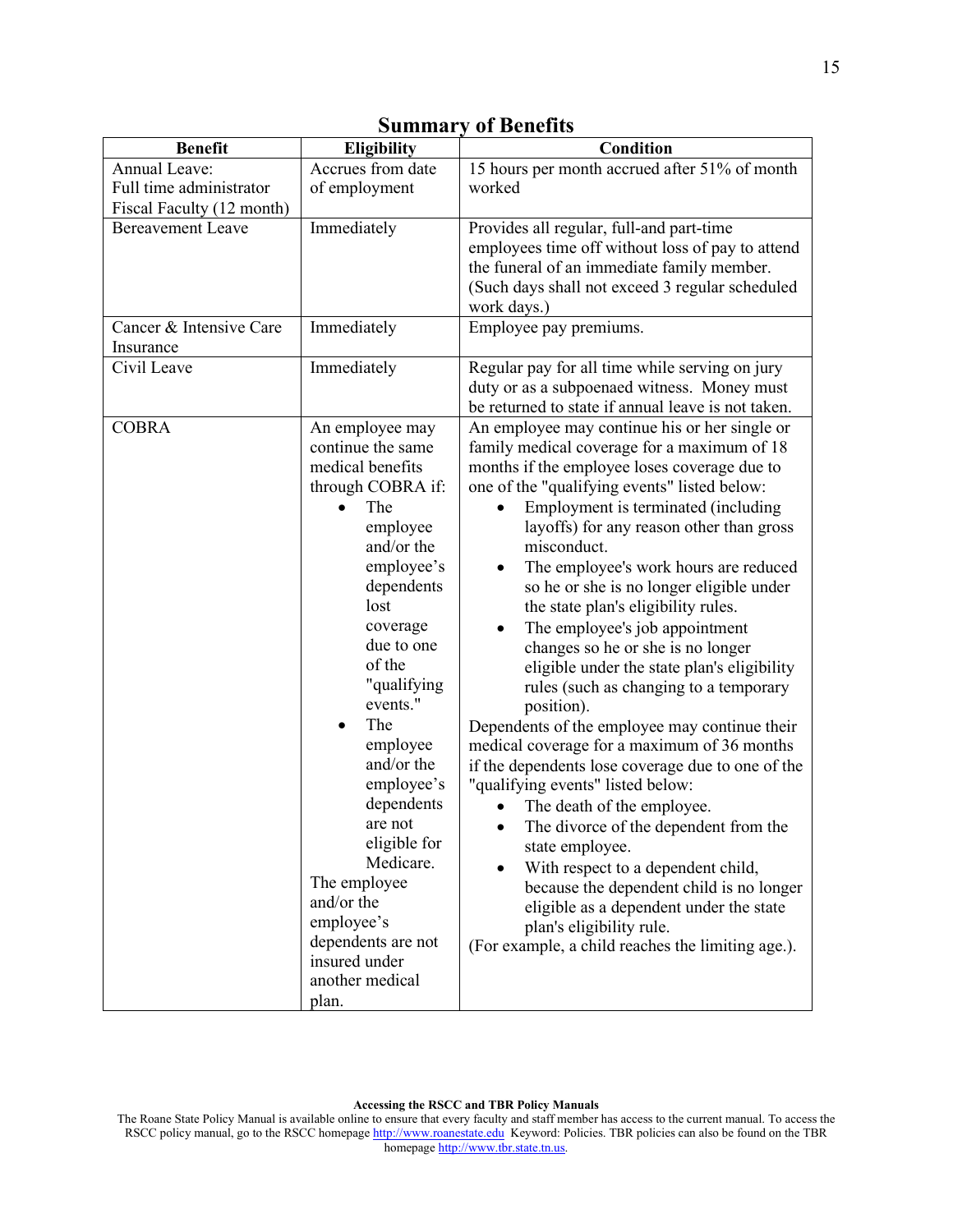## Summary of Benefits

| Benefit | Eligibility | Condition |
|---|---|---|
| Annual Leave: Full time administrator Fiscal Faculty (12 month) | Accrues from date of employment | 15 hours per month accrued after 51% of month worked |
| Bereavement Leave | Immediately | Provides all regular, full-and part-time employees time off without loss of pay to attend the funeral of an immediate family member. (Such days shall not exceed 3 regular scheduled work days.) |
| Cancer & Intensive Care Insurance | Immediately | Employee pay premiums. |
| Civil Leave | Immediately | Regular pay for all time while serving on jury duty or as a subpoenaed witness. Money must be returned to state if annual leave is not taken. |
| COBRA | An employee may continue the same medical benefits through COBRA if: <br>• The employee and/or the employee's dependents lost coverage due to one of the "qualifying events." <br>• The employee and/or the employee's dependents are not eligible for Medicare. <br>The employee and/or the employee's dependents are not insured under another medical plan. | An employee may continue his or her single or family medical coverage for a maximum of 18 months if the employee loses coverage due to one of the "qualifying events" listed below: <br>• Employment is terminated (including layoffs) for any reason other than gross misconduct. <br>• The employee's work hours are reduced so he or she is no longer eligible under the state plan's eligibility rules. <br>• The employee's job appointment changes so he or she is no longer eligible under the state plan's eligibility rules (such as changing to a temporary position). <br>Dependents of the employee may continue their medical coverage for a maximum of 36 months if the dependents lose coverage due to one of the "qualifying events" listed below: <br>• The death of the employee. <br>• The divorce of the dependent from the state employee. <br>• With respect to a dependent child, because the dependent child is no longer eligible as a dependent under the state plan's eligibility rule. <br>(For example, a child reaches the limiting age.). |

**Accessing the RSCC and TBR Policy Manuals**

The Roane State Policy Manual is available online to ensure that every faculty and staff member has access to the current manual. To access the RSCC policy manual, go to the RSCC homepage http://www.roanestate.edu Keyword: Policies. TBR policies can also be found on the TBR homepage http://www.tbr.state.tn.us.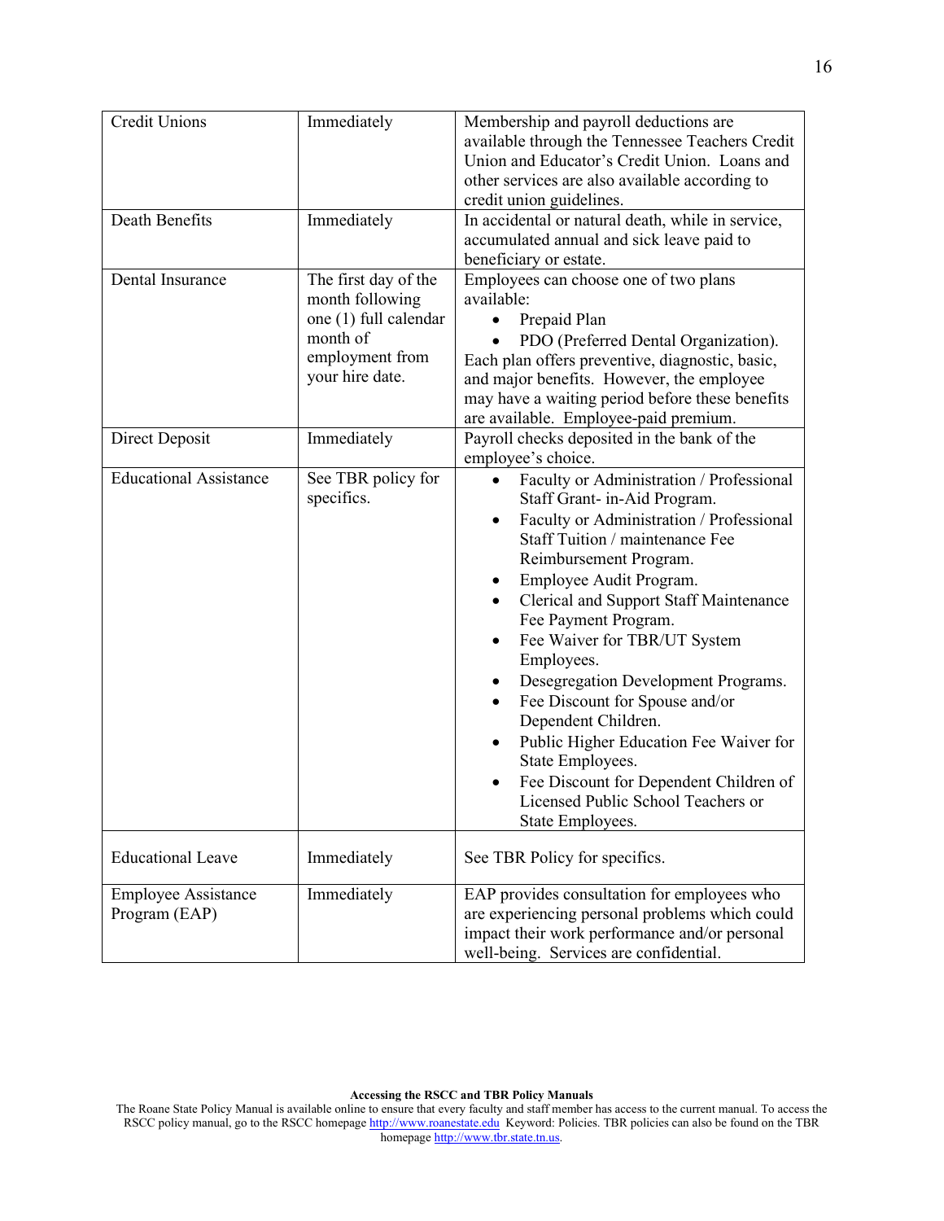| Credit Unions | Immediately | Membership and payroll deductions are available through the Tennessee Teachers Credit Union and Educator's Credit Union. Loans and other services are also available according to credit union guidelines. |
|---|---|---|
| Death Benefits | Immediately | In accidental or natural death, while in service, accumulated annual and sick leave paid to beneficiary or estate. |
| Dental Insurance | The first day of the month following one (1) full calendar month of employment from your hire date. | Employees can choose one of two plans available:<br>• Prepaid Plan<br>• PDO (Preferred Dental Organization).<br>Each plan offers preventive, diagnostic, basic, and major benefits. However, the employee may have a waiting period before these benefits are available. Employee-paid premium. |
| Direct Deposit | Immediately | Payroll checks deposited in the bank of the employee's choice. |
| Educational Assistance | See TBR policy for specifics. | • Faculty or Administration / Professional Staff Grant- in-Aid Program.<br>• Faculty or Administration / Professional Staff Tuition / maintenance Fee Reimbursement Program.<br>• Employee Audit Program.<br>• Clerical and Support Staff Maintenance Fee Payment Program.<br>• Fee Waiver for TBR/UT System Employees.<br>• Desegregation Development Programs.<br>• Fee Discount for Spouse and/or Dependent Children.<br>• Public Higher Education Fee Waiver for State Employees.<br>• Fee Discount for Dependent Children of Licensed Public School Teachers or State Employees. |
| Educational Leave | Immediately | See TBR Policy for specifics. |
| Employee Assistance Program (EAP) | Immediately | EAP provides consultation for employees who are experiencing personal problems which could impact their work performance and/or personal well-being. Services are confidential. |

**Accessing the RSCC and TBR Policy Manuals**

The Roane State Policy Manual is available online to ensure that every faculty and staff member has access to the current manual. To access the RSCC policy manual, go to the RSCC homepage http://www.roanestate.edu Keyword: Policies. TBR policies can also be found on the TBR homepage http://www.tbr.state.tn.us.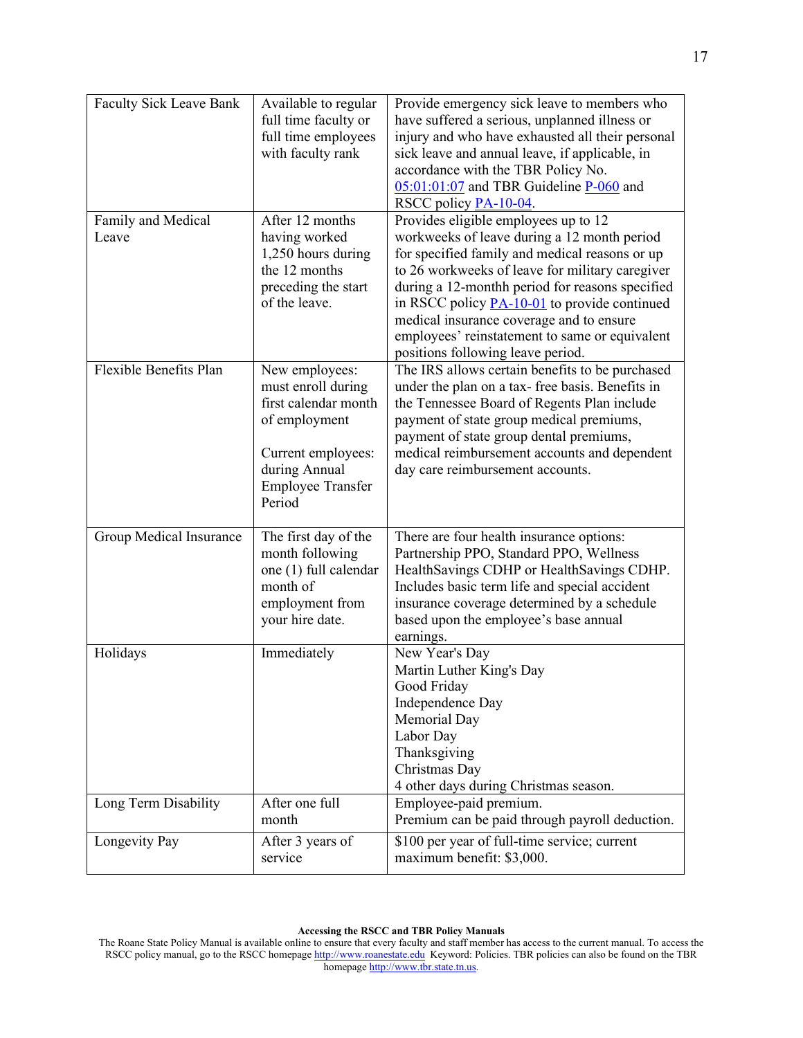| | | |
|---|---|---|
| Faculty Sick Leave Bank | Available to regular full time faculty or full time employees with faculty rank | Provide emergency sick leave to members who have suffered a serious, unplanned illness or injury and who have exhausted all their personal sick leave and annual leave, if applicable, in accordance with the TBR Policy No. 05:01:01:07 and TBR Guideline P-060 and RSCC policy PA-10-04. |
| Family and Medical Leave | After 12 months having worked 1,250 hours during the 12 months preceding the start of the leave. | Provides eligible employees up to 12 workweeks of leave during a 12 month period for specified family and medical reasons or up to 26 workweeks of leave for military caregiver during a 12-monthh period for reasons specified in RSCC policy PA-10-01 to provide continued medical insurance coverage and to ensure employees' reinstatement to same or equivalent positions following leave period. |
| Flexible Benefits Plan | New employees: must enroll during first calendar month of employment<br><br>Current employees: during Annual Employee Transfer Period | The IRS allows certain benefits to be purchased under the plan on a tax- free basis. Benefits in the Tennessee Board of Regents Plan include payment of state group medical premiums, payment of state group dental premiums, medical reimbursement accounts and dependent day care reimbursement accounts. |
| Group Medical Insurance | The first day of the month following one (1) full calendar month of employment from your hire date. | There are four health insurance options: Partnership PPO, Standard PPO, Wellness HealthSavings CDHP or HealthSavings CDHP. Includes basic term life and special accident insurance coverage determined by a schedule based upon the employee's base annual earnings. |
| Holidays | Immediately | New Year's Day<br>Martin Luther King's Day<br>Good Friday<br>Independence Day<br>Memorial Day<br>Labor Day<br>Thanksgiving<br>Christmas Day<br>4 other days during Christmas season. |
| Long Term Disability | After one full month | Employee-paid premium.<br>Premium can be paid through payroll deduction. |
| Longevity Pay | After 3 years of service | $100 per year of full-time service; current maximum benefit: $3,000. |

**Accessing the RSCC and TBR Policy Manuals**

The Roane State Policy Manual is available online to ensure that every faculty and staff member has access to the current manual. To access the RSCC policy manual, go to the RSCC homepage http://www.roanestate.edu Keyword: Policies. TBR policies can also be found on the TBR homepage http://www.tbr.state.tn.us.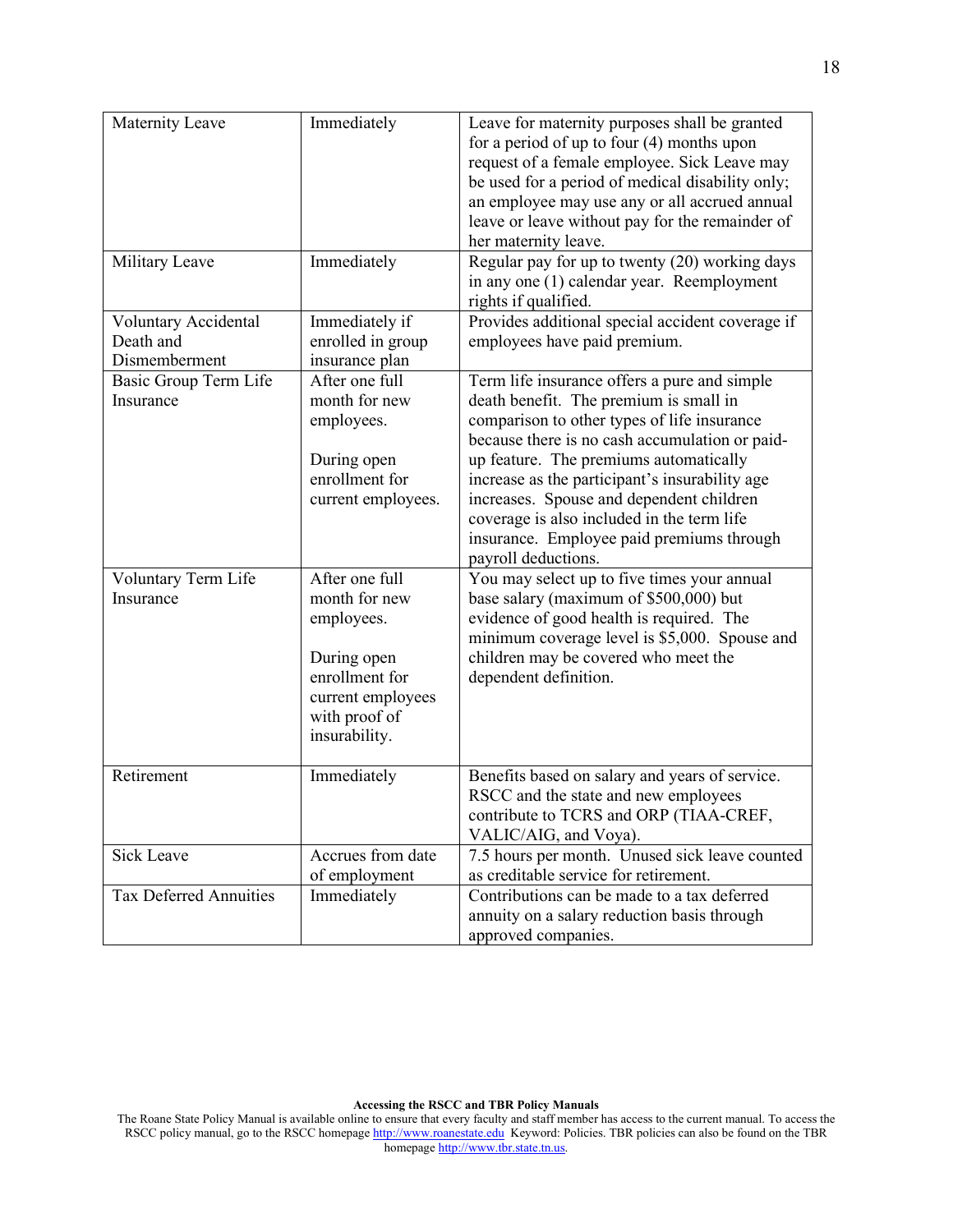| Maternity Leave | Immediately | Leave for maternity purposes shall be granted for a period of up to four (4) months upon request of a female employee. Sick Leave may be used for a period of medical disability only; an employee may use any or all accrued annual leave or leave without pay for the remainder of her maternity leave. |
|---|---|---|
| Military Leave | Immediately | Regular pay for up to twenty (20) working days in any one (1) calendar year. Reemployment rights if qualified. |
| Voluntary Accidental Death and Dismemberment | Immediately if enrolled in group insurance plan | Provides additional special accident coverage if employees have paid premium. |
| Basic Group Term Life Insurance | After one full month for new employees.<br><br>During open enrollment for current employees. | Term life insurance offers a pure and simple death benefit. The premium is small in comparison to other types of life insurance because there is no cash accumulation or paid-up feature. The premiums automatically increase as the participant's insurability age increases. Spouse and dependent children coverage is also included in the term life insurance. Employee paid premiums through payroll deductions. |
| Voluntary Term Life Insurance | After one full month for new employees.<br><br>During open enrollment for current employees with proof of insurability. | You may select up to five times your annual base salary (maximum of $500,000) but evidence of good health is required. The minimum coverage level is $5,000. Spouse and children may be covered who meet the dependent definition. |
| Retirement | Immediately | Benefits based on salary and years of service. RSCC and the state and new employees contribute to TCRS and ORP (TIAA-CREF, VALIC/AIG, and Voya). |
| Sick Leave | Accrues from date of employment | 7.5 hours per month. Unused sick leave counted as creditable service for retirement. |
| Tax Deferred Annuities | Immediately | Contributions can be made to a tax deferred annuity on a salary reduction basis through approved companies. |

**Accessing the RSCC and TBR Policy Manuals**

The Roane State Policy Manual is available online to ensure that every faculty and staff member has access to the current manual. To access the RSCC policy manual, go to the RSCC homepage http://www.roanestate.edu Keyword: Policies. TBR policies can also be found on the TBR homepage http://www.tbr.state.tn.us.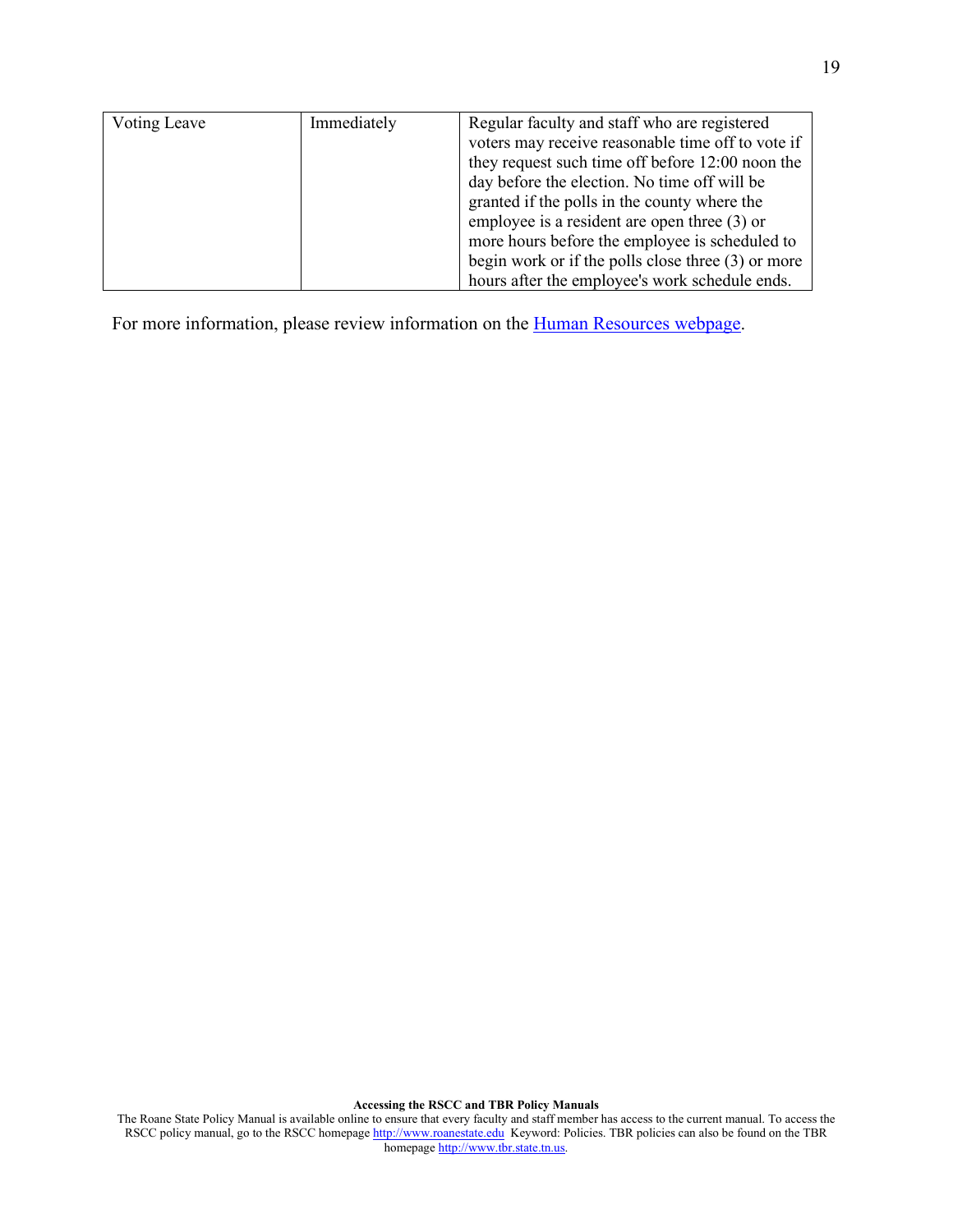| Voting Leave | Immediately | Regular faculty and staff who are registered voters may receive reasonable time off to vote if they request such time off before 12:00 noon the day before the election. No time off will be granted if the polls in the county where the employee is a resident are open three (3) or more hours before the employee is scheduled to begin work or if the polls close three (3) or more hours after the employee's work schedule ends. |
|---|---|---|

For more information, please review information on the Human Resources webpage.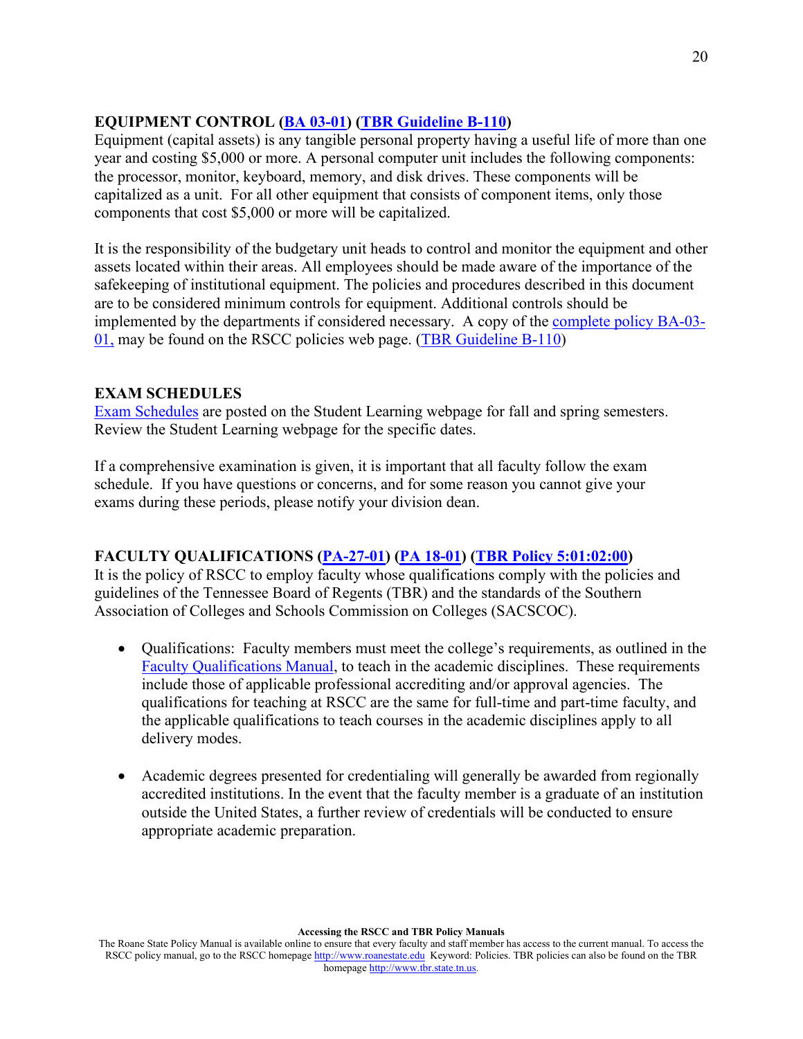## EQUIPMENT CONTROL (BA 03-01) (TBR Guideline B-110)

Equipment (capital assets) is any tangible personal property having a useful life of more than one year and costing $5,000 or more. A personal computer unit includes the following components: the processor, monitor, keyboard, memory, and disk drives. These components will be capitalized as a unit. For all other equipment that consists of component items, only those components that cost $5,000 or more will be capitalized.

It is the responsibility of the budgetary unit heads to control and monitor the equipment and other assets located within their areas. All employees should be made aware of the importance of the safekeeping of institutional equipment. The policies and procedures described in this document are to be considered minimum controls for equipment. Additional controls should be implemented by the departments if considered necessary. A copy of the complete policy BA-03-01, may be found on the RSCC policies web page. (TBR Guideline B-110)

## EXAM SCHEDULES

Exam Schedules are posted on the Student Learning webpage for fall and spring semesters. Review the Student Learning webpage for the specific dates.

If a comprehensive examination is given, it is important that all faculty follow the exam schedule. If you have questions or concerns, and for some reason you cannot give your exams during these periods, please notify your division dean.

## FACULTY QUALIFICATIONS (PA-27-01) (PA 18-01) (TBR Policy 5:01:02:00)

It is the policy of RSCC to employ faculty whose qualifications comply with the policies and guidelines of the Tennessee Board of Regents (TBR) and the standards of the Southern Association of Colleges and Schools Commission on Colleges (SACSCOC).

- Qualifications: Faculty members must meet the college's requirements, as outlined in the Faculty Qualifications Manual, to teach in the academic disciplines. These requirements include those of applicable professional accrediting and/or approval agencies. The qualifications for teaching at RSCC are the same for full-time and part-time faculty, and the applicable qualifications to teach courses in the academic disciplines apply to all delivery modes.

- Academic degrees presented for credentialing will generally be awarded from regionally accredited institutions. In the event that the faculty member is a graduate of an institution outside the United States, a further review of credentials will be conducted to ensure appropriate academic preparation.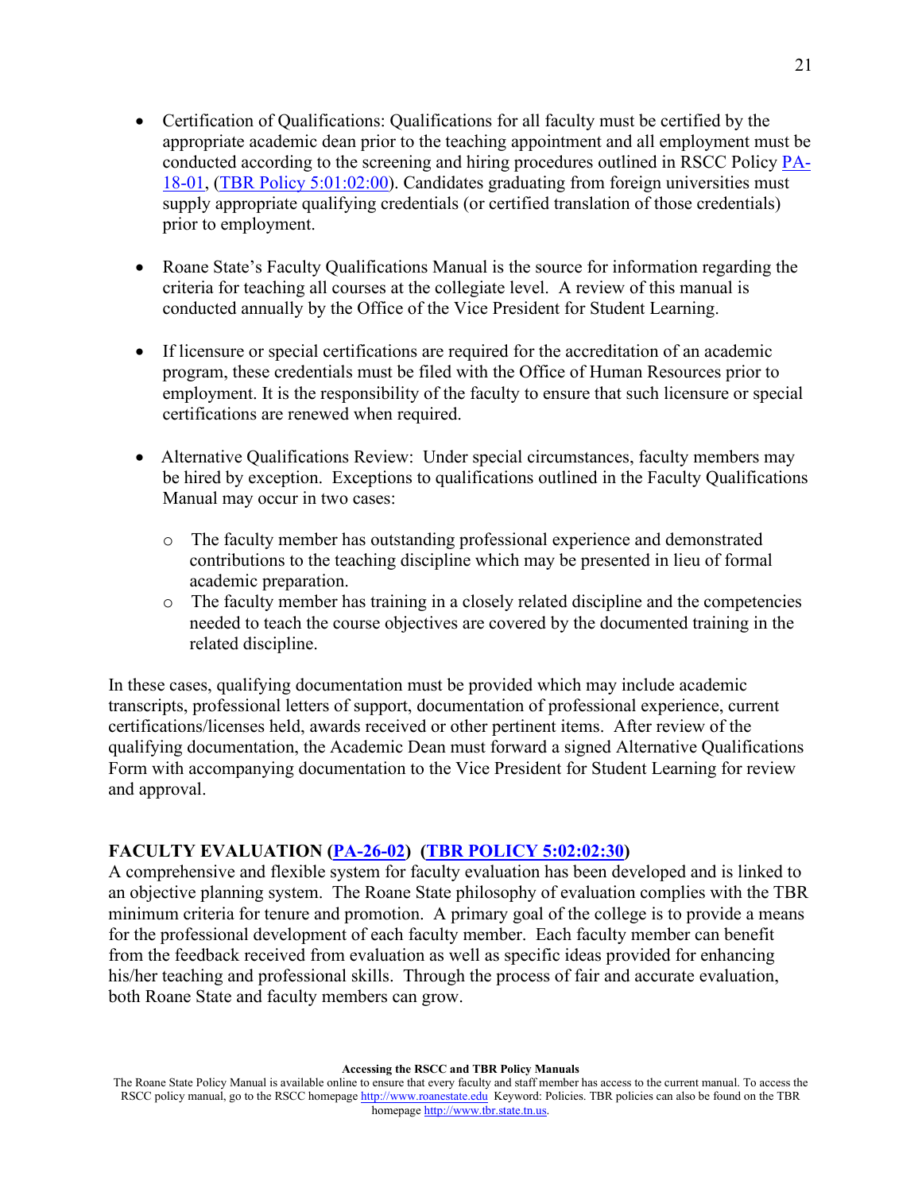- Certification of Qualifications: Qualifications for all faculty must be certified by the appropriate academic dean prior to the teaching appointment and all employment must be conducted according to the screening and hiring procedures outlined in RSCC Policy PA-18-01, (TBR Policy 5:01:02:00). Candidates graduating from foreign universities must supply appropriate qualifying credentials (or certified translation of those credentials) prior to employment.

- Roane State's Faculty Qualifications Manual is the source for information regarding the criteria for teaching all courses at the collegiate level. A review of this manual is conducted annually by the Office of the Vice President for Student Learning.

- If licensure or special certifications are required for the accreditation of an academic program, these credentials must be filed with the Office of Human Resources prior to employment. It is the responsibility of the faculty to ensure that such licensure or special certifications are renewed when required.

- Alternative Qualifications Review: Under special circumstances, faculty members may be hired by exception. Exceptions to qualifications outlined in the Faculty Qualifications Manual may occur in two cases:

  - The faculty member has outstanding professional experience and demonstrated contributions to the teaching discipline which may be presented in lieu of formal academic preparation.
  - The faculty member has training in a closely related discipline and the competencies needed to teach the course objectives are covered by the documented training in the related discipline.

In these cases, qualifying documentation must be provided which may include academic transcripts, professional letters of support, documentation of professional experience, current certifications/licenses held, awards received or other pertinent items. After review of the qualifying documentation, the Academic Dean must forward a signed Alternative Qualifications Form with accompanying documentation to the Vice President for Student Learning for review and approval.

**FACULTY EVALUATION (PA-26-02) (TBR POLICY 5:02:02:30)**

A comprehensive and flexible system for faculty evaluation has been developed and is linked to an objective planning system. The Roane State philosophy of evaluation complies with the TBR minimum criteria for tenure and promotion. A primary goal of the college is to provide a means for the professional development of each faculty member. Each faculty member can benefit from the feedback received from evaluation as well as specific ideas provided for enhancing his/her teaching and professional skills. Through the process of fair and accurate evaluation, both Roane State and faculty members can grow.

**Accessing the RSCC and TBR Policy Manuals**

The Roane State Policy Manual is available online to ensure that every faculty and staff member has access to the current manual. To access the RSCC policy manual, go to the RSCC homepage http://www.roanestate.edu Keyword: Policies. TBR policies can also be found on the TBR homepage http://www.tbr.state.tn.us.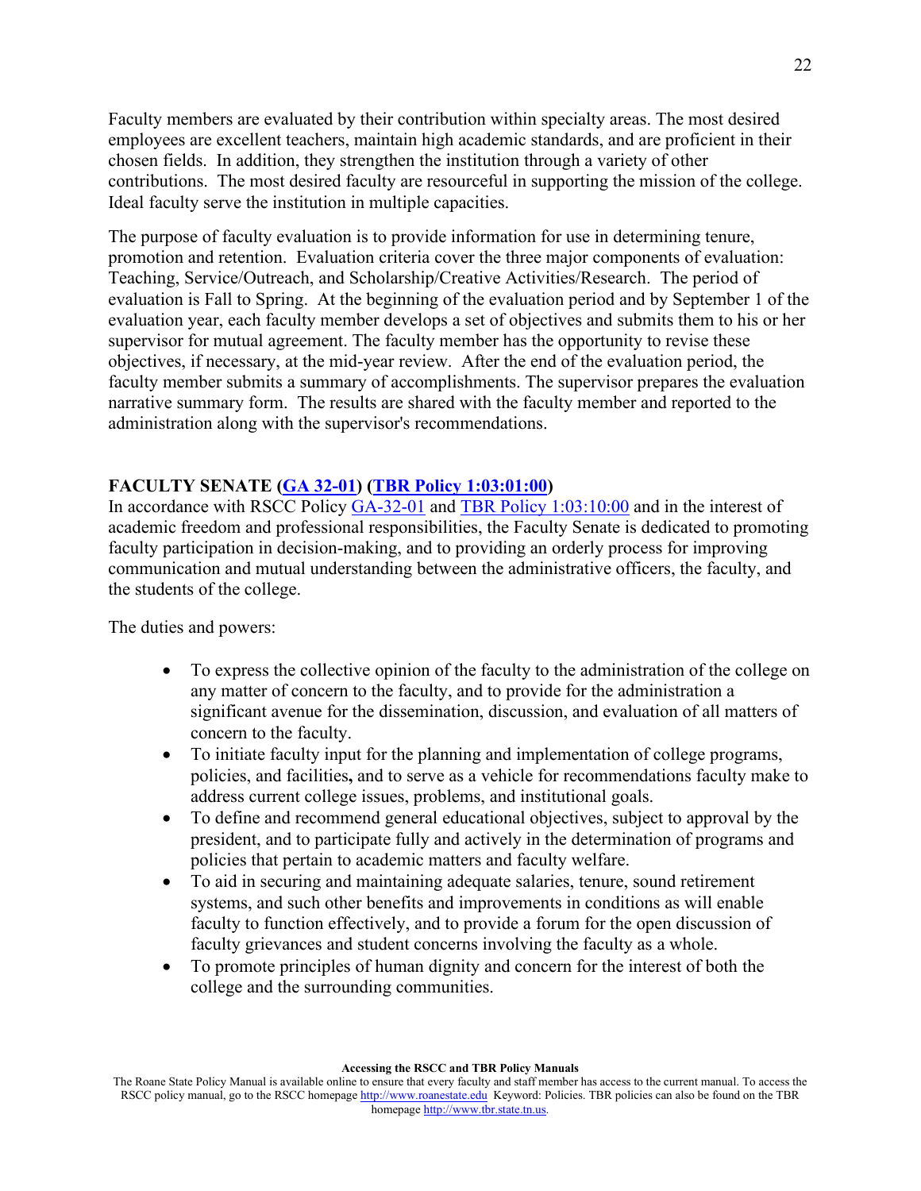Faculty members are evaluated by their contribution within specialty areas. The most desired employees are excellent teachers, maintain high academic standards, and are proficient in their chosen fields. In addition, they strengthen the institution through a variety of other contributions. The most desired faculty are resourceful in supporting the mission of the college. Ideal faculty serve the institution in multiple capacities.

The purpose of faculty evaluation is to provide information for use in determining tenure, promotion and retention. Evaluation criteria cover the three major components of evaluation: Teaching, Service/Outreach, and Scholarship/Creative Activities/Research. The period of evaluation is Fall to Spring. At the beginning of the evaluation period and by September 1 of the evaluation year, each faculty member develops a set of objectives and submits them to his or her supervisor for mutual agreement. The faculty member has the opportunity to revise these objectives, if necessary, at the mid-year review. After the end of the evaluation period, the faculty member submits a summary of accomplishments. The supervisor prepares the evaluation narrative summary form. The results are shared with the faculty member and reported to the administration along with the supervisor's recommendations.

**FACULTY SENATE (GA 32-01) (TBR Policy 1:03:01:00)**

In accordance with RSCC Policy GA-32-01 and TBR Policy 1:03:10:00 and in the interest of academic freedom and professional responsibilities, the Faculty Senate is dedicated to promoting faculty participation in decision-making, and to providing an orderly process for improving communication and mutual understanding between the administrative officers, the faculty, and the students of the college.

The duties and powers:

- To express the collective opinion of the faculty to the administration of the college on any matter of concern to the faculty, and to provide for the administration a significant avenue for the dissemination, discussion, and evaluation of all matters of concern to the faculty.
- To initiate faculty input for the planning and implementation of college programs, policies, and facilities**,** and to serve as a vehicle for recommendations faculty make to address current college issues, problems, and institutional goals.
- To define and recommend general educational objectives, subject to approval by the president, and to participate fully and actively in the determination of programs and policies that pertain to academic matters and faculty welfare.
- To aid in securing and maintaining adequate salaries, tenure, sound retirement systems, and such other benefits and improvements in conditions as will enable faculty to function effectively, and to provide a forum for the open discussion of faculty grievances and student concerns involving the faculty as a whole.
- To promote principles of human dignity and concern for the interest of both the college and the surrounding communities.

**Accessing the RSCC and TBR Policy Manuals**

The Roane State Policy Manual is available online to ensure that every faculty and staff member has access to the current manual. To access the RSCC policy manual, go to the RSCC homepage http://www.roanestate.edu Keyword: Policies. TBR policies can also be found on the TBR homepage http://www.tbr.state.tn.us.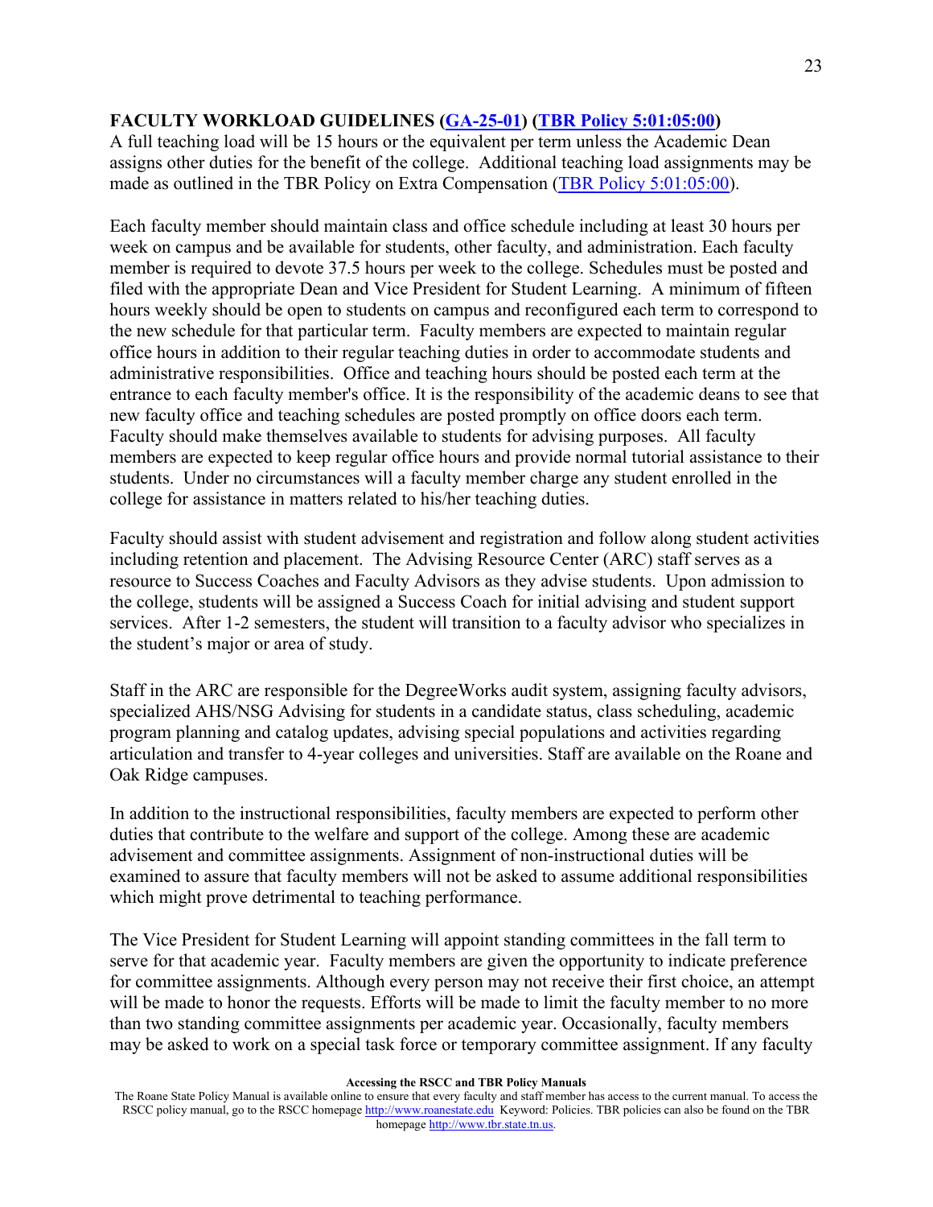**FACULTY WORKLOAD GUIDELINES ([GA-25-01](GA-25-01)) ([TBR Policy 5:01:05:00](TBR Policy 5:01:05:00))**

A full teaching load will be 15 hours or the equivalent per term unless the Academic Dean assigns other duties for the benefit of the college. Additional teaching load assignments may be made as outlined in the TBR Policy on Extra Compensation (TBR Policy 5:01:05:00).

Each faculty member should maintain class and office schedule including at least 30 hours per week on campus and be available for students, other faculty, and administration. Each faculty member is required to devote 37.5 hours per week to the college. Schedules must be posted and filed with the appropriate Dean and Vice President for Student Learning. A minimum of fifteen hours weekly should be open to students on campus and reconfigured each term to correspond to the new schedule for that particular term. Faculty members are expected to maintain regular office hours in addition to their regular teaching duties in order to accommodate students and administrative responsibilities. Office and teaching hours should be posted each term at the entrance to each faculty member's office. It is the responsibility of the academic deans to see that new faculty office and teaching schedules are posted promptly on office doors each term. Faculty should make themselves available to students for advising purposes. All faculty members are expected to keep regular office hours and provide normal tutorial assistance to their students. Under no circumstances will a faculty member charge any student enrolled in the college for assistance in matters related to his/her teaching duties.

Faculty should assist with student advisement and registration and follow along student activities including retention and placement. The Advising Resource Center (ARC) staff serves as a resource to Success Coaches and Faculty Advisors as they advise students. Upon admission to the college, students will be assigned a Success Coach for initial advising and student support services. After 1-2 semesters, the student will transition to a faculty advisor who specializes in the student's major or area of study.

Staff in the ARC are responsible for the DegreeWorks audit system, assigning faculty advisors, specialized AHS/NSG Advising for students in a candidate status, class scheduling, academic program planning and catalog updates, advising special populations and activities regarding articulation and transfer to 4-year colleges and universities. Staff are available on the Roane and Oak Ridge campuses.

In addition to the instructional responsibilities, faculty members are expected to perform other duties that contribute to the welfare and support of the college. Among these are academic advisement and committee assignments. Assignment of non-instructional duties will be examined to assure that faculty members will not be asked to assume additional responsibilities which might prove detrimental to teaching performance.

The Vice President for Student Learning will appoint standing committees in the fall term to serve for that academic year. Faculty members are given the opportunity to indicate preference for committee assignments. Although every person may not receive their first choice, an attempt will be made to honor the requests. Efforts will be made to limit the faculty member to no more than two standing committee assignments per academic year. Occasionally, faculty members may be asked to work on a special task force or temporary committee assignment. If any faculty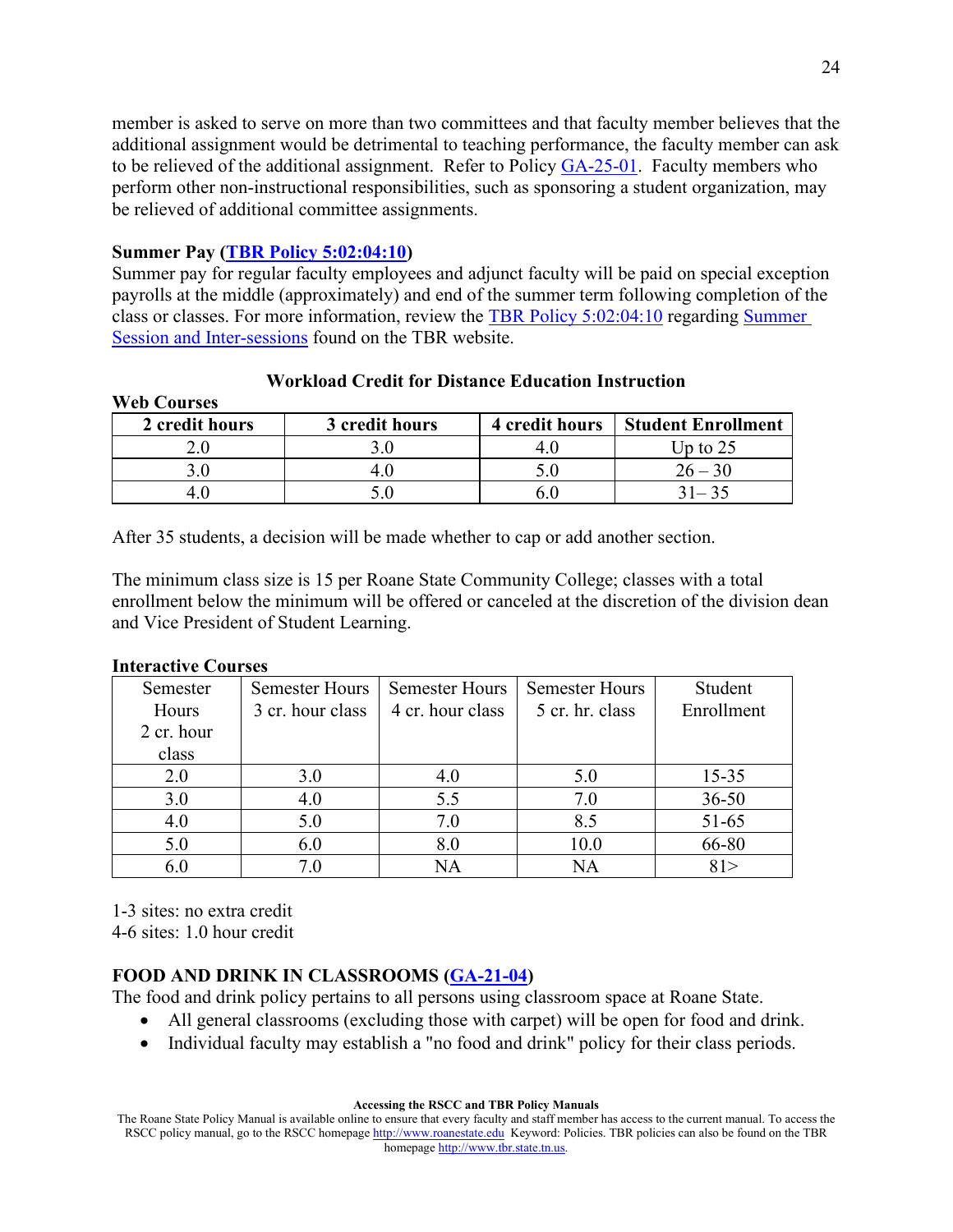member is asked to serve on more than two committees and that faculty member believes that the additional assignment would be detrimental to teaching performance, the faculty member can ask to be relieved of the additional assignment. Refer to Policy GA-25-01. Faculty members who perform other non-instructional responsibilities, such as sponsoring a student organization, may be relieved of additional committee assignments.

**Summer Pay (TBR Policy 5:02:04:10)**
Summer pay for regular faculty employees and adjunct faculty will be paid on special exception payrolls at the middle (approximately) and end of the summer term following completion of the class or classes. For more information, review the TBR Policy 5:02:04:10 regarding Summer Session and Inter-sessions found on the TBR website.

**Workload Credit for Distance Education Instruction**

**Web Courses**

| 2 credit hours | 3 credit hours | 4 credit hours | Student Enrollment |
|---|---|---|---|
| 2.0 | 3.0 | 4.0 | Up to 25 |
| 3.0 | 4.0 | 5.0 | 26 – 30 |
| 4.0 | 5.0 | 6.0 | 31– 35 |

After 35 students, a decision will be made whether to cap or add another section.

The minimum class size is 15 per Roane State Community College; classes with a total enrollment below the minimum will be offered or canceled at the discretion of the division dean and Vice President of Student Learning.

**Interactive Courses**

| Semester Hours 2 cr. hour class | Semester Hours 3 cr. hour class | Semester Hours 4 cr. hour class | Semester Hours 5 cr. hr. class | Student Enrollment |
|---|---|---|---|---|
| 2.0 | 3.0 | 4.0 | 5.0 | 15-35 |
| 3.0 | 4.0 | 5.5 | 7.0 | 36-50 |
| 4.0 | 5.0 | 7.0 | 8.5 | 51-65 |
| 5.0 | 6.0 | 8.0 | 10.0 | 66-80 |
| 6.0 | 7.0 | NA | NA | 81> |

1-3 sites: no extra credit
4-6 sites: 1.0 hour credit

**FOOD AND DRINK IN CLASSROOMS (GA-21-04)**
The food and drink policy pertains to all persons using classroom space at Roane State.

- All general classrooms (excluding those with carpet) will be open for food and drink.
- Individual faculty may establish a "no food and drink" policy for their class periods.

**Accessing the RSCC and TBR Policy Manuals**
The Roane State Policy Manual is available online to ensure that every faculty and staff member has access to the current manual. To access the RSCC policy manual, go to the RSCC homepage http://www.roanestate.edu Keyword: Policies. TBR policies can also be found on the TBR homepage http://www.tbr.state.tn.us.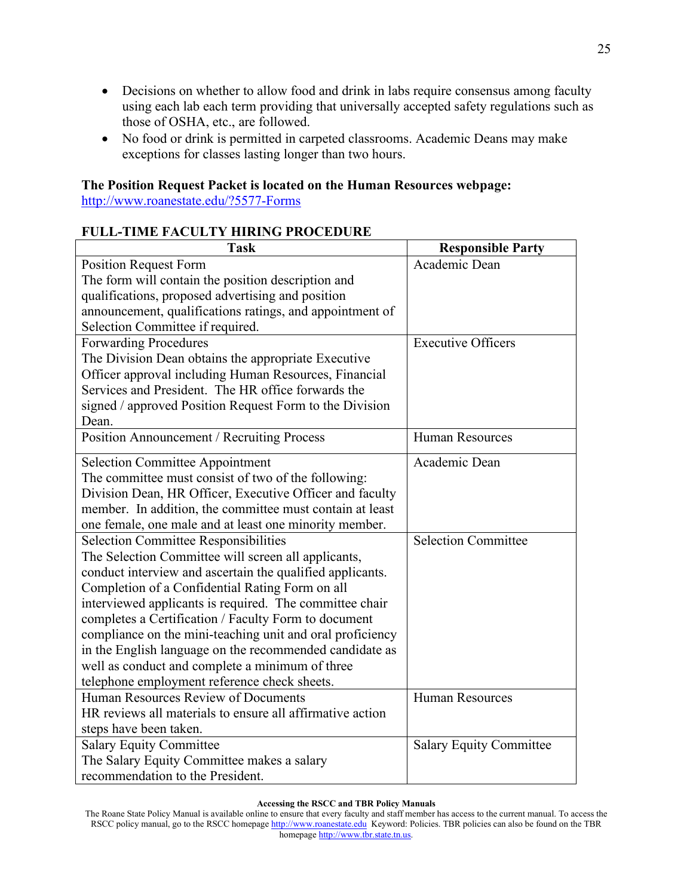- Decisions on whether to allow food and drink in labs require consensus among faculty using each lab each term providing that universally accepted safety regulations such as those of OSHA, etc., are followed.
- No food or drink is permitted in carpeted classrooms. Academic Deans may make exceptions for classes lasting longer than two hours.

**The Position Request Packet is located on the Human Resources webpage:**
http://www.roanestate.edu/?5577-Forms

**FULL-TIME FACULTY HIRING PROCEDURE**

| Task | Responsible Party |
|---|---|
| Position Request Form<br>The form will contain the position description and qualifications, proposed advertising and position announcement, qualifications ratings, and appointment of Selection Committee if required. | Academic Dean |
| Forwarding Procedures<br>The Division Dean obtains the appropriate Executive Officer approval including Human Resources, Financial Services and President. The HR office forwards the signed / approved Position Request Form to the Division Dean. | Executive Officers |
| Position Announcement / Recruiting Process | Human Resources |
| Selection Committee Appointment<br>The committee must consist of two of the following: Division Dean, HR Officer, Executive Officer and faculty member. In addition, the committee must contain at least one female, one male and at least one minority member. | Academic Dean |
| Selection Committee Responsibilities<br>The Selection Committee will screen all applicants, conduct interview and ascertain the qualified applicants. Completion of a Confidential Rating Form on all interviewed applicants is required. The committee chair completes a Certification / Faculty Form to document compliance on the mini-teaching unit and oral proficiency in the English language on the recommended candidate as well as conduct and complete a minimum of three telephone employment reference check sheets. | Selection Committee |
| Human Resources Review of Documents<br>HR reviews all materials to ensure all affirmative action steps have been taken. | Human Resources |
| Salary Equity Committee<br>The Salary Equity Committee makes a salary recommendation to the President. | Salary Equity Committee |

**Accessing the RSCC and TBR Policy Manuals**
The Roane State Policy Manual is available online to ensure that every faculty and staff member has access to the current manual. To access the RSCC policy manual, go to the RSCC homepage http://www.roanestate.edu Keyword: Policies. TBR policies can also be found on the TBR homepage http://www.tbr.state.tn.us.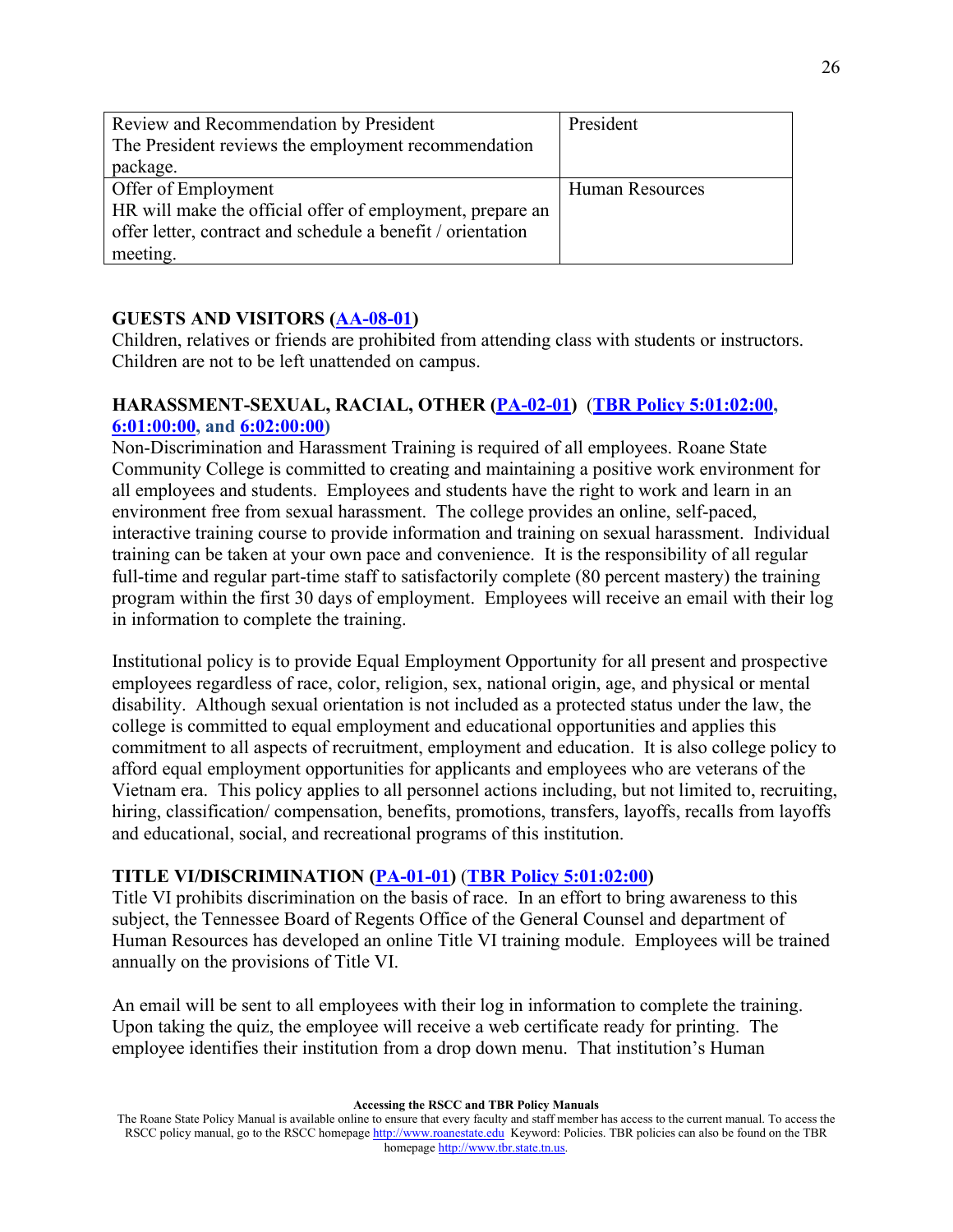| Review and Recommendation by President<br>The President reviews the employment recommendation package. | President |
|---|---|
| Offer of Employment<br>HR will make the official offer of employment, prepare an offer letter, contract and schedule a benefit / orientation meeting. | Human Resources |

**GUESTS AND VISITORS (AA-08-01)**

Children, relatives or friends are prohibited from attending class with students or instructors. Children are not to be left unattended on campus.

**HARASSMENT-SEXUAL, RACIAL, OTHER (PA-02-01) (TBR Policy 5:01:02:00, 6:01:00:00, and 6:02:00:00)**

Non-Discrimination and Harassment Training is required of all employees. Roane State Community College is committed to creating and maintaining a positive work environment for all employees and students. Employees and students have the right to work and learn in an environment free from sexual harassment. The college provides an online, self-paced, interactive training course to provide information and training on sexual harassment. Individual training can be taken at your own pace and convenience. It is the responsibility of all regular full-time and regular part-time staff to satisfactorily complete (80 percent mastery) the training program within the first 30 days of employment. Employees will receive an email with their log in information to complete the training.

Institutional policy is to provide Equal Employment Opportunity for all present and prospective employees regardless of race, color, religion, sex, national origin, age, and physical or mental disability. Although sexual orientation is not included as a protected status under the law, the college is committed to equal employment and educational opportunities and applies this commitment to all aspects of recruitment, employment and education. It is also college policy to afford equal employment opportunities for applicants and employees who are veterans of the Vietnam era. This policy applies to all personnel actions including, but not limited to, recruiting, hiring, classification/ compensation, benefits, promotions, transfers, layoffs, recalls from layoffs and educational, social, and recreational programs of this institution.

**TITLE VI/DISCRIMINATION (PA-01-01) (TBR Policy 5:01:02:00)**

Title VI prohibits discrimination on the basis of race. In an effort to bring awareness to this subject, the Tennessee Board of Regents Office of the General Counsel and department of Human Resources has developed an online Title VI training module. Employees will be trained annually on the provisions of Title VI.

An email will be sent to all employees with their log in information to complete the training. Upon taking the quiz, the employee will receive a web certificate ready for printing. The employee identifies their institution from a drop down menu. That institution's Human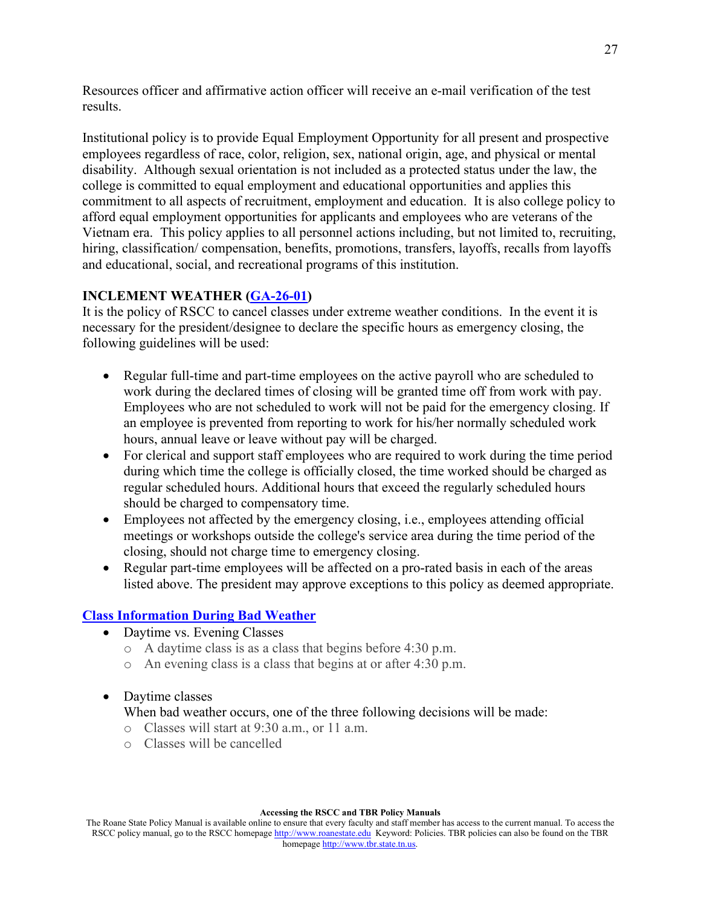Resources officer and affirmative action officer will receive an e-mail verification of the test results.

Institutional policy is to provide Equal Employment Opportunity for all present and prospective employees regardless of race, color, religion, sex, national origin, age, and physical or mental disability. Although sexual orientation is not included as a protected status under the law, the college is committed to equal employment and educational opportunities and applies this commitment to all aspects of recruitment, employment and education. It is also college policy to afford equal employment opportunities for applicants and employees who are veterans of the Vietnam era. This policy applies to all personnel actions including, but not limited to, recruiting, hiring, classification/ compensation, benefits, promotions, transfers, layoffs, recalls from layoffs and educational, social, and recreational programs of this institution.

**INCLEMENT WEATHER ([GA-26-01](GA-26-01))**

It is the policy of RSCC to cancel classes under extreme weather conditions. In the event it is necessary for the president/designee to declare the specific hours as emergency closing, the following guidelines will be used:

- Regular full-time and part-time employees on the active payroll who are scheduled to work during the declared times of closing will be granted time off from work with pay. Employees who are not scheduled to work will not be paid for the emergency closing. If an employee is prevented from reporting to work for his/her normally scheduled work hours, annual leave or leave without pay will be charged.
- For clerical and support staff employees who are required to work during the time period during which time the college is officially closed, the time worked should be charged as regular scheduled hours. Additional hours that exceed the regularly scheduled hours should be charged to compensatory time.
- Employees not affected by the emergency closing, i.e., employees attending official meetings or workshops outside the college's service area during the time period of the closing, should not charge time to emergency closing.
- Regular part-time employees will be affected on a pro-rated basis in each of the areas listed above. The president may approve exceptions to this policy as deemed appropriate.

**Class Information During Bad Weather**

- Daytime vs. Evening Classes
  - A daytime class is as a class that begins before 4:30 p.m.
  - An evening class is a class that begins at or after 4:30 p.m.

- Daytime classes
  When bad weather occurs, one of the three following decisions will be made:
  - Classes will start at 9:30 a.m., or 11 a.m.
  - Classes will be cancelled

**Accessing the RSCC and TBR Policy Manuals**

The Roane State Policy Manual is available online to ensure that every faculty and staff member has access to the current manual. To access the RSCC policy manual, go to the RSCC homepage http://www.roanestate.edu Keyword: Policies. TBR policies can also be found on the TBR homepage http://www.tbr.state.tn.us.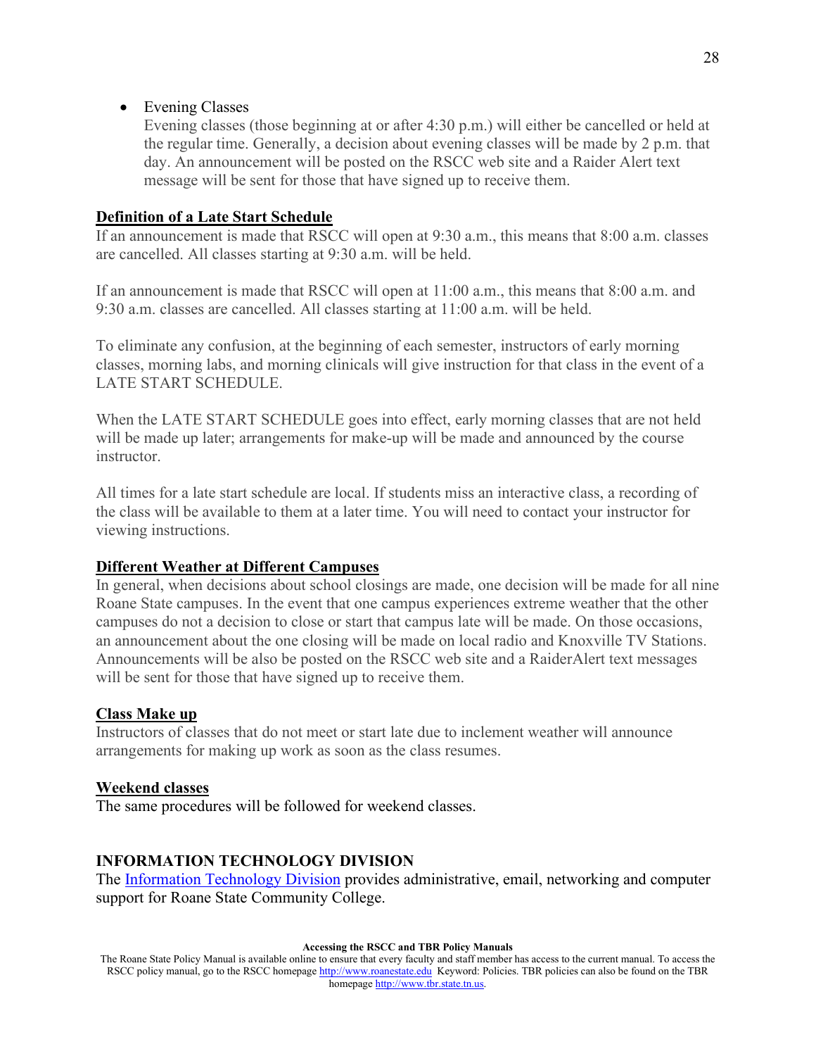- Evening Classes
  Evening classes (those beginning at or after 4:30 p.m.) will either be cancelled or held at the regular time. Generally, a decision about evening classes will be made by 2 p.m. that day. An announcement will be posted on the RSCC web site and a Raider Alert text message will be sent for those that have signed up to receive them.

**Definition of a Late Start Schedule**

If an announcement is made that RSCC will open at 9:30 a.m., this means that 8:00 a.m. classes are cancelled. All classes starting at 9:30 a.m. will be held.

If an announcement is made that RSCC will open at 11:00 a.m., this means that 8:00 a.m. and 9:30 a.m. classes are cancelled. All classes starting at 11:00 a.m. will be held.

To eliminate any confusion, at the beginning of each semester, instructors of early morning classes, morning labs, and morning clinicals will give instruction for that class in the event of a LATE START SCHEDULE.

When the LATE START SCHEDULE goes into effect, early morning classes that are not held will be made up later; arrangements for make-up will be made and announced by the course instructor.

All times for a late start schedule are local. If students miss an interactive class, a recording of the class will be available to them at a later time. You will need to contact your instructor for viewing instructions.

**Different Weather at Different Campuses**

In general, when decisions about school closings are made, one decision will be made for all nine Roane State campuses. In the event that one campus experiences extreme weather that the other campuses do not a decision to close or start that campus late will be made. On those occasions, an announcement about the one closing will be made on local radio and Knoxville TV Stations. Announcements will be also be posted on the RSCC web site and a RaiderAlert text messages will be sent for those that have signed up to receive them.

**Class Make up**

Instructors of classes that do not meet or start late due to inclement weather will announce arrangements for making up work as soon as the class resumes.

**Weekend classes**

The same procedures will be followed for weekend classes.

## INFORMATION TECHNOLOGY DIVISION

The Information Technology Division provides administrative, email, networking and computer support for Roane State Community College.

**Accessing the RSCC and TBR Policy Manuals**

The Roane State Policy Manual is available online to ensure that every faculty and staff member has access to the current manual. To access the RSCC policy manual, go to the RSCC homepage http://www.roanestate.edu Keyword: Policies. TBR policies can also be found on the TBR homepage http://www.tbr.state.tn.us.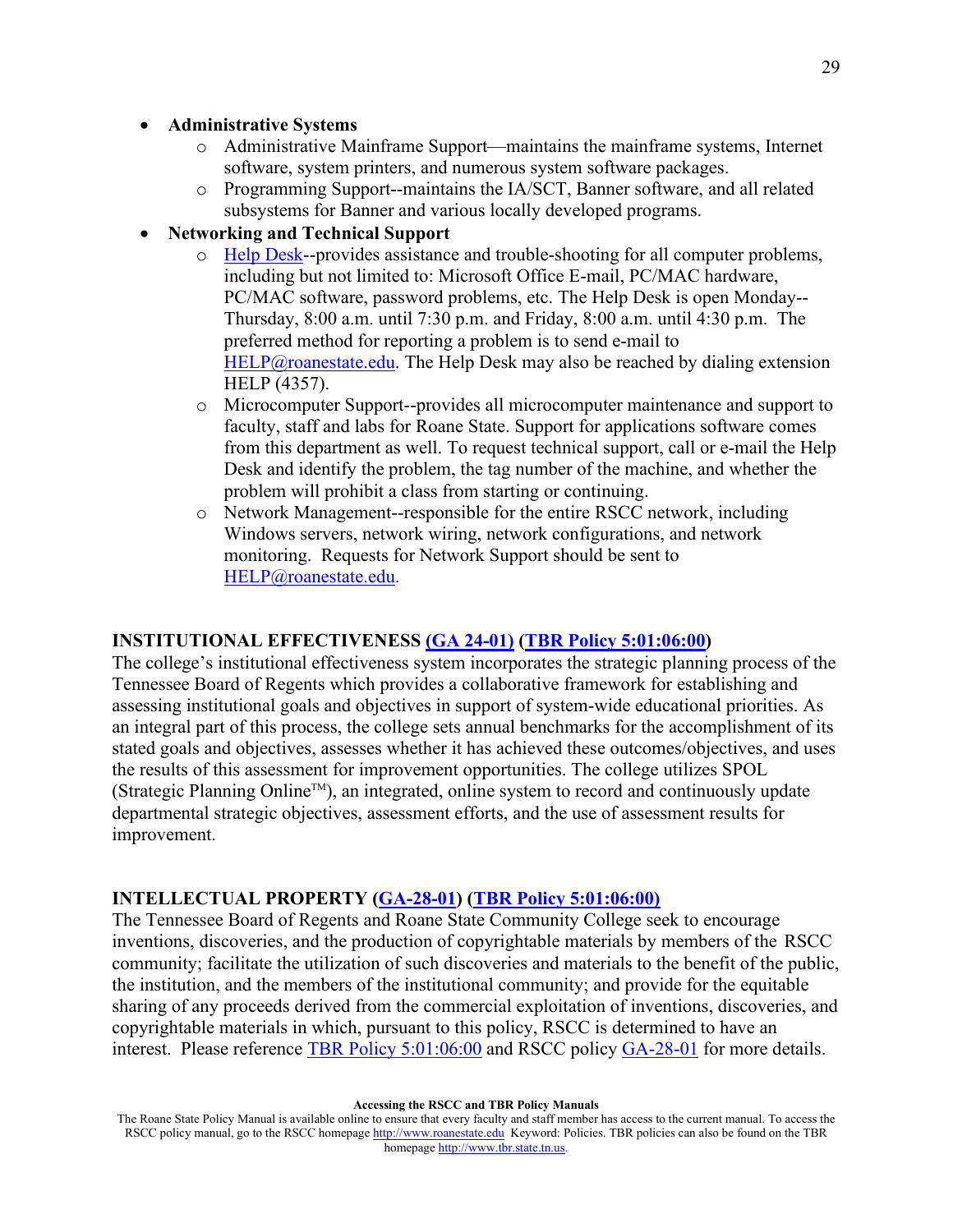- **Administrative Systems**
  - Administrative Mainframe Support—maintains the mainframe systems, Internet software, system printers, and numerous system software packages.
  - Programming Support--maintains the IA/SCT, Banner software, and all related subsystems for Banner and various locally developed programs.
- **Networking and Technical Support**
  - Help Desk--provides assistance and trouble-shooting for all computer problems, including but not limited to: Microsoft Office E-mail, PC/MAC hardware, PC/MAC software, password problems, etc. The Help Desk is open Monday--Thursday, 8:00 a.m. until 7:30 p.m. and Friday, 8:00 a.m. until 4:30 p.m. The preferred method for reporting a problem is to send e-mail to HELP@roanestate.edu. The Help Desk may also be reached by dialing extension HELP (4357).
  - Microcomputer Support--provides all microcomputer maintenance and support to faculty, staff and labs for Roane State. Support for applications software comes from this department as well. To request technical support, call or e-mail the Help Desk and identify the problem, the tag number of the machine, and whether the problem will prohibit a class from starting or continuing.
  - Network Management--responsible for the entire RSCC network, including Windows servers, network wiring, network configurations, and network monitoring. Requests for Network Support should be sent to HELP@roanestate.edu.

### INSTITUTIONAL EFFECTIVENESS (GA 24-01) (TBR Policy 5:01:06:00)

The college's institutional effectiveness system incorporates the strategic planning process of the Tennessee Board of Regents which provides a collaborative framework for establishing and assessing institutional goals and objectives in support of system-wide educational priorities. As an integral part of this process, the college sets annual benchmarks for the accomplishment of its stated goals and objectives, assesses whether it has achieved these outcomes/objectives, and uses the results of this assessment for improvement opportunities. The college utilizes SPOL (Strategic Planning Online™), an integrated, online system to record and continuously update departmental strategic objectives, assessment efforts, and the use of assessment results for improvement.

### INTELLECTUAL PROPERTY (GA-28-01) (TBR Policy 5:01:06:00)

The Tennessee Board of Regents and Roane State Community College seek to encourage inventions, discoveries, and the production of copyrightable materials by members of the RSCC community; facilitate the utilization of such discoveries and materials to the benefit of the public, the institution, and the members of the institutional community; and provide for the equitable sharing of any proceeds derived from the commercial exploitation of inventions, discoveries, and copyrightable materials in which, pursuant to this policy, RSCC is determined to have an interest. Please reference TBR Policy 5:01:06:00 and RSCC policy GA-28-01 for more details.

**Accessing the RSCC and TBR Policy Manuals**

The Roane State Policy Manual is available online to ensure that every faculty and staff member has access to the current manual. To access the RSCC policy manual, go to the RSCC homepage http://www.roanestate.edu Keyword: Policies. TBR policies can also be found on the TBR homepage http://www.tbr.state.tn.us.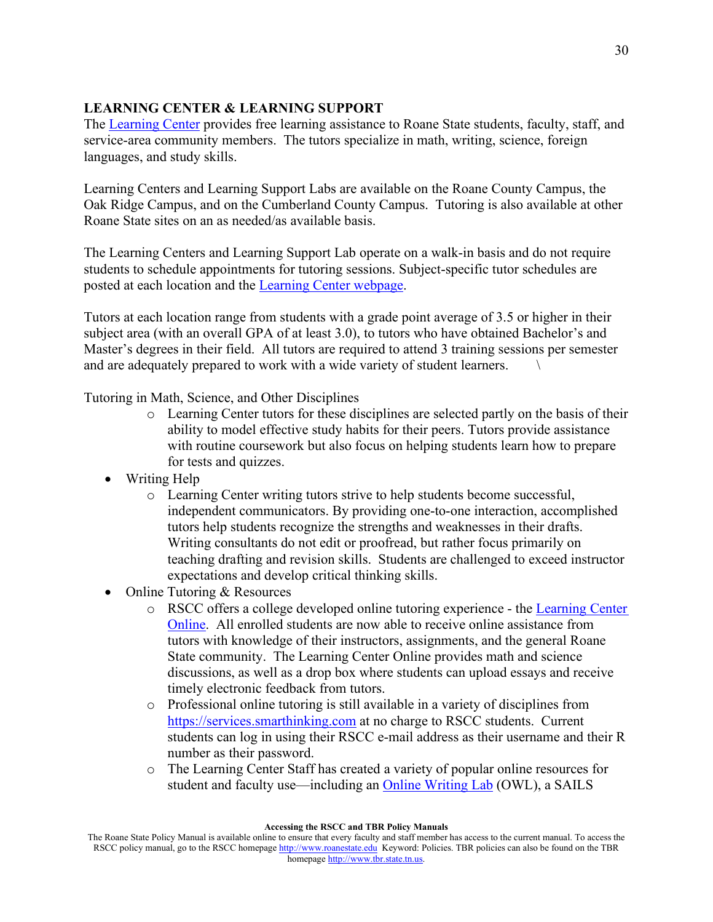**LEARNING CENTER & LEARNING SUPPORT**

The Learning Center provides free learning assistance to Roane State students, faculty, staff, and service-area community members. The tutors specialize in math, writing, science, foreign languages, and study skills.

Learning Centers and Learning Support Labs are available on the Roane County Campus, the Oak Ridge Campus, and on the Cumberland County Campus. Tutoring is also available at other Roane State sites on an as needed/as available basis.

The Learning Centers and Learning Support Lab operate on a walk-in basis and do not require students to schedule appointments for tutoring sessions. Subject-specific tutor schedules are posted at each location and the Learning Center webpage.

Tutors at each location range from students with a grade point average of 3.5 or higher in their subject area (with an overall GPA of at least 3.0), to tutors who have obtained Bachelor's and Master's degrees in their field. All tutors are required to attend 3 training sessions per semester and are adequately prepared to work with a wide variety of student learners. \

Tutoring in Math, Science, and Other Disciplines

- Learning Center tutors for these disciplines are selected partly on the basis of their ability to model effective study habits for their peers. Tutors provide assistance with routine coursework but also focus on helping students learn how to prepare for tests and quizzes.

- Writing Help
  - Learning Center writing tutors strive to help students become successful, independent communicators. By providing one-to-one interaction, accomplished tutors help students recognize the strengths and weaknesses in their drafts. Writing consultants do not edit or proofread, but rather focus primarily on teaching drafting and revision skills. Students are challenged to exceed instructor expectations and develop critical thinking skills.
- Online Tutoring & Resources
  - RSCC offers a college developed online tutoring experience - the Learning Center Online. All enrolled students are now able to receive online assistance from tutors with knowledge of their instructors, assignments, and the general Roane State community. The Learning Center Online provides math and science discussions, as well as a drop box where students can upload essays and receive timely electronic feedback from tutors.
  - Professional online tutoring is still available in a variety of disciplines from https://services.smarthinking.com at no charge to RSCC students. Current students can log in using their RSCC e-mail address as their username and their R number as their password.
  - The Learning Center Staff has created a variety of popular online resources for student and faculty use—including an Online Writing Lab (OWL), a SAILS

**Accessing the RSCC and TBR Policy Manuals**

The Roane State Policy Manual is available online to ensure that every faculty and staff member has access to the current manual. To access the RSCC policy manual, go to the RSCC homepage http://www.roanestate.edu Keyword: Policies. TBR policies can also be found on the TBR homepage http://www.tbr.state.tn.us.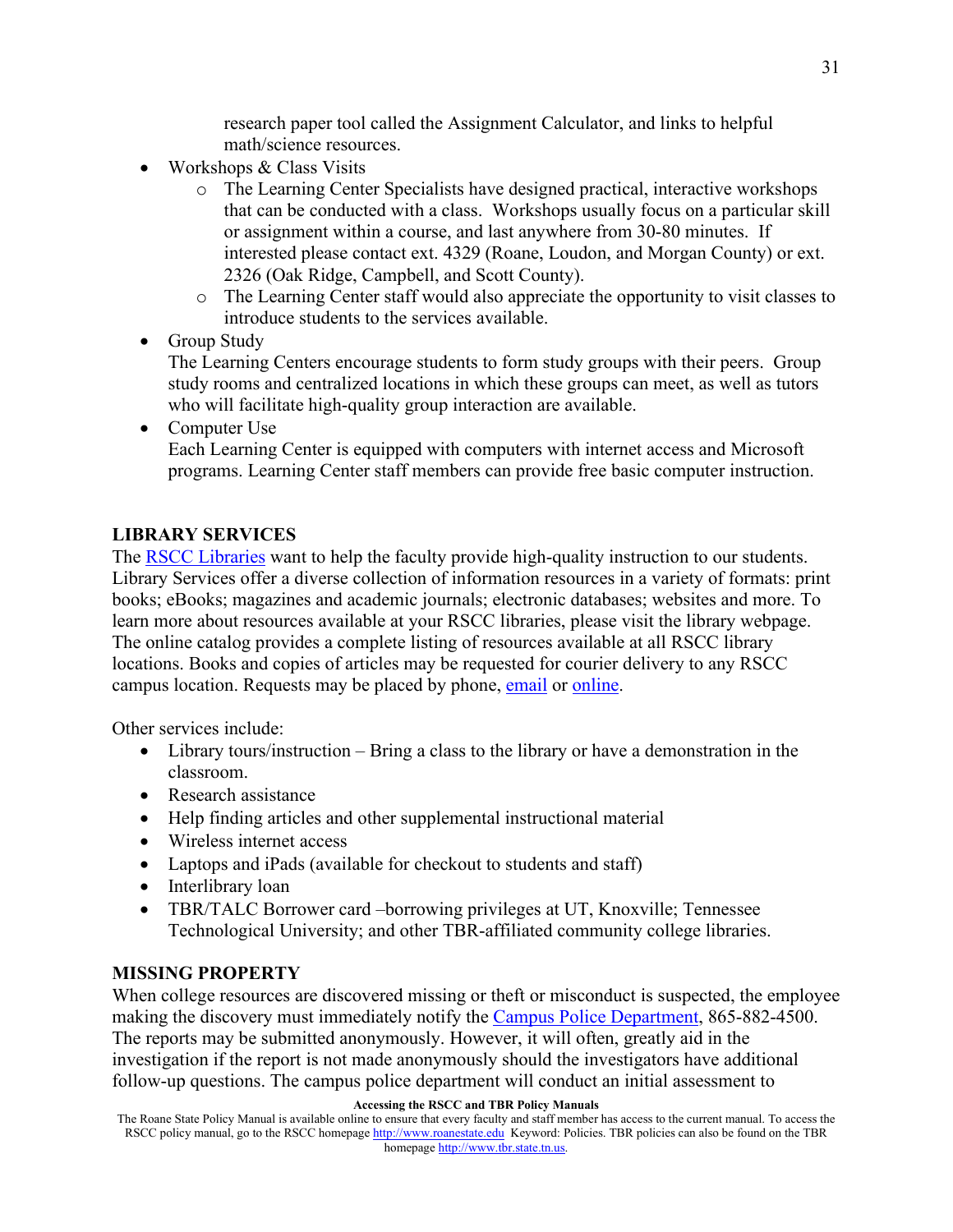research paper tool called the Assignment Calculator, and links to helpful math/science resources.

- Workshops & Class Visits
  - The Learning Center Specialists have designed practical, interactive workshops that can be conducted with a class. Workshops usually focus on a particular skill or assignment within a course, and last anywhere from 30-80 minutes. If interested please contact ext. 4329 (Roane, Loudon, and Morgan County) or ext. 2326 (Oak Ridge, Campbell, and Scott County).
  - The Learning Center staff would also appreciate the opportunity to visit classes to introduce students to the services available.
- Group Study
  The Learning Centers encourage students to form study groups with their peers. Group study rooms and centralized locations in which these groups can meet, as well as tutors who will facilitate high-quality group interaction are available.
- Computer Use
  Each Learning Center is equipped with computers with internet access and Microsoft programs. Learning Center staff members can provide free basic computer instruction.

## LIBRARY SERVICES

The RSCC Libraries want to help the faculty provide high-quality instruction to our students. Library Services offer a diverse collection of information resources in a variety of formats: print books; eBooks; magazines and academic journals; electronic databases; websites and more. To learn more about resources available at your RSCC libraries, please visit the library webpage. The online catalog provides a complete listing of resources available at all RSCC library locations. Books and copies of articles may be requested for courier delivery to any RSCC campus location. Requests may be placed by phone, email or online.

Other services include:

- Library tours/instruction – Bring a class to the library or have a demonstration in the classroom.
- Research assistance
- Help finding articles and other supplemental instructional material
- Wireless internet access
- Laptops and iPads (available for checkout to students and staff)
- Interlibrary loan
- TBR/TALC Borrower card –borrowing privileges at UT, Knoxville; Tennessee Technological University; and other TBR-affiliated community college libraries.

## MISSING PROPERTY

When college resources are discovered missing or theft or misconduct is suspected, the employee making the discovery must immediately notify the Campus Police Department, 865-882-4500. The reports may be submitted anonymously. However, it will often, greatly aid in the investigation if the report is not made anonymously should the investigators have additional follow-up questions. The campus police department will conduct an initial assessment to

**Accessing the RSCC and TBR Policy Manuals**

The Roane State Policy Manual is available online to ensure that every faculty and staff member has access to the current manual. To access the RSCC policy manual, go to the RSCC homepage http://www.roanestate.edu Keyword: Policies. TBR policies can also be found on the TBR homepage http://www.tbr.state.tn.us.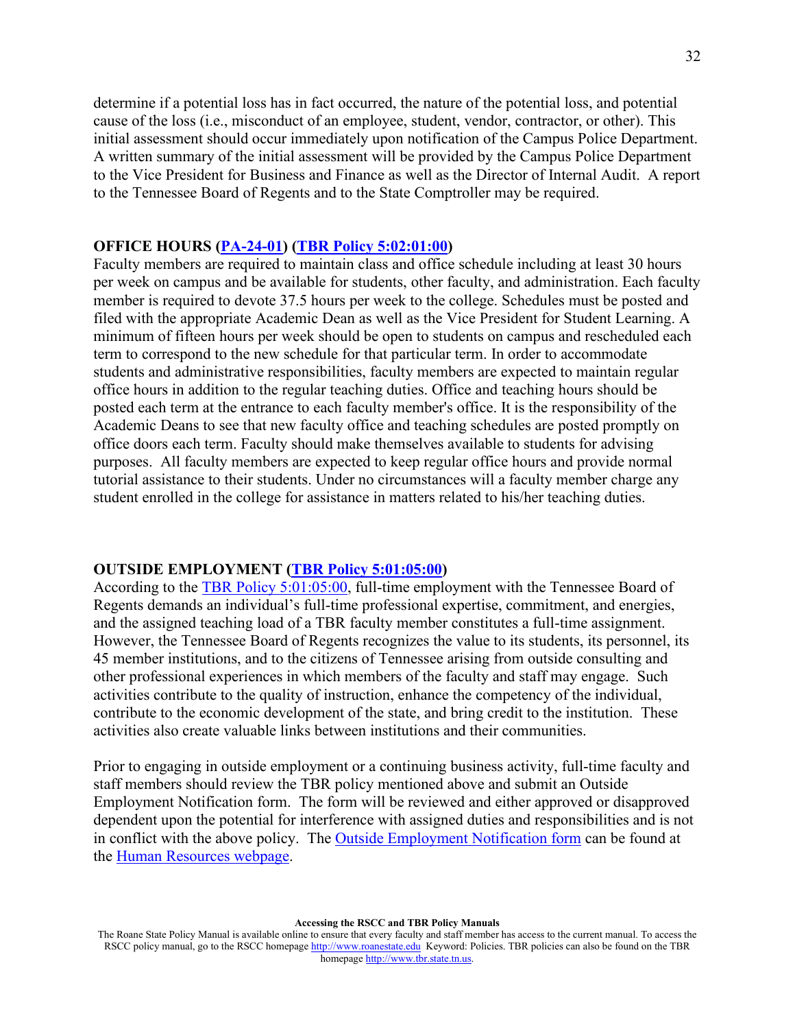determine if a potential loss has in fact occurred, the nature of the potential loss, and potential cause of the loss (i.e., misconduct of an employee, student, vendor, contractor, or other). This initial assessment should occur immediately upon notification of the Campus Police Department. A written summary of the initial assessment will be provided by the Campus Police Department to the Vice President for Business and Finance as well as the Director of Internal Audit. A report to the Tennessee Board of Regents and to the State Comptroller may be required.

**OFFICE HOURS (PA-24-01) (TBR Policy 5:02:01:00)**

Faculty members are required to maintain class and office schedule including at least 30 hours per week on campus and be available for students, other faculty, and administration. Each faculty member is required to devote 37.5 hours per week to the college. Schedules must be posted and filed with the appropriate Academic Dean as well as the Vice President for Student Learning. A minimum of fifteen hours per week should be open to students on campus and rescheduled each term to correspond to the new schedule for that particular term. In order to accommodate students and administrative responsibilities, faculty members are expected to maintain regular office hours in addition to the regular teaching duties. Office and teaching hours should be posted each term at the entrance to each faculty member's office. It is the responsibility of the Academic Deans to see that new faculty office and teaching schedules are posted promptly on office doors each term. Faculty should make themselves available to students for advising purposes. All faculty members are expected to keep regular office hours and provide normal tutorial assistance to their students. Under no circumstances will a faculty member charge any student enrolled in the college for assistance in matters related to his/her teaching duties.

**OUTSIDE EMPLOYMENT (TBR Policy 5:01:05:00)**

According to the TBR Policy 5:01:05:00, full-time employment with the Tennessee Board of Regents demands an individual's full-time professional expertise, commitment, and energies, and the assigned teaching load of a TBR faculty member constitutes a full-time assignment. However, the Tennessee Board of Regents recognizes the value to its students, its personnel, its 45 member institutions, and to the citizens of Tennessee arising from outside consulting and other professional experiences in which members of the faculty and staff may engage. Such activities contribute to the quality of instruction, enhance the competency of the individual, contribute to the economic development of the state, and bring credit to the institution. These activities also create valuable links between institutions and their communities.

Prior to engaging in outside employment or a continuing business activity, full-time faculty and staff members should review the TBR policy mentioned above and submit an Outside Employment Notification form. The form will be reviewed and either approved or disapproved dependent upon the potential for interference with assigned duties and responsibilities and is not in conflict with the above policy. The Outside Employment Notification form can be found at the Human Resources webpage.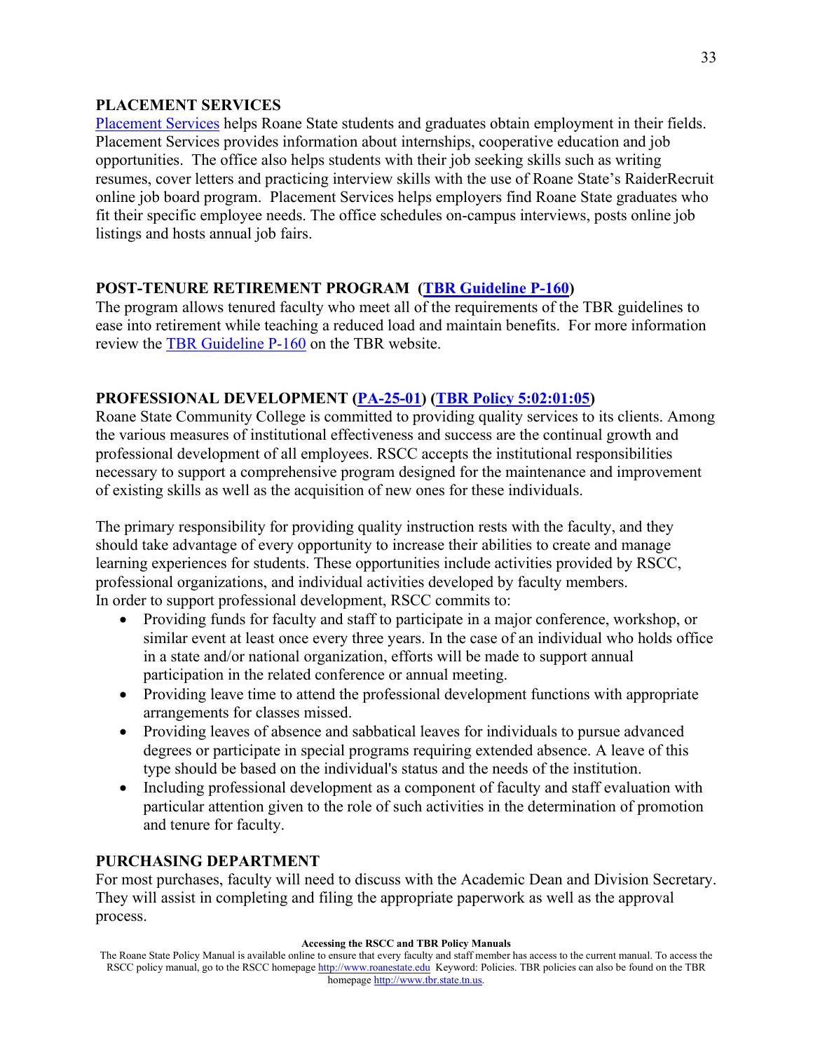## PLACEMENT SERVICES

Placement Services helps Roane State students and graduates obtain employment in their fields. Placement Services provides information about internships, cooperative education and job opportunities. The office also helps students with their job seeking skills such as writing resumes, cover letters and practicing interview skills with the use of Roane State's RaiderRecruit online job board program. Placement Services helps employers find Roane State graduates who fit their specific employee needs. The office schedules on-campus interviews, posts online job listings and hosts annual job fairs.

## POST-TENURE RETIREMENT PROGRAM (TBR Guideline P-160)

The program allows tenured faculty who meet all of the requirements of the TBR guidelines to ease into retirement while teaching a reduced load and maintain benefits. For more information review the TBR Guideline P-160 on the TBR website.

## PROFESSIONAL DEVELOPMENT (PA-25-01) (TBR Policy 5:02:01:05)

Roane State Community College is committed to providing quality services to its clients. Among the various measures of institutional effectiveness and success are the continual growth and professional development of all employees. RSCC accepts the institutional responsibilities necessary to support a comprehensive program designed for the maintenance and improvement of existing skills as well as the acquisition of new ones for these individuals.

The primary responsibility for providing quality instruction rests with the faculty, and they should take advantage of every opportunity to increase their abilities to create and manage learning experiences for students. These opportunities include activities provided by RSCC, professional organizations, and individual activities developed by faculty members.
In order to support professional development, RSCC commits to:

- Providing funds for faculty and staff to participate in a major conference, workshop, or similar event at least once every three years. In the case of an individual who holds office in a state and/or national organization, efforts will be made to support annual participation in the related conference or annual meeting.
- Providing leave time to attend the professional development functions with appropriate arrangements for classes missed.
- Providing leaves of absence and sabbatical leaves for individuals to pursue advanced degrees or participate in special programs requiring extended absence. A leave of this type should be based on the individual's status and the needs of the institution.
- Including professional development as a component of faculty and staff evaluation with particular attention given to the role of such activities in the determination of promotion and tenure for faculty.

## PURCHASING DEPARTMENT

For most purchases, faculty will need to discuss with the Academic Dean and Division Secretary. They will assist in completing and filing the appropriate paperwork as well as the approval process.

**Accessing the RSCC and TBR Policy Manuals**

The Roane State Policy Manual is available online to ensure that every faculty and staff member has access to the current manual. To access the RSCC policy manual, go to the RSCC homepage http://www.roanestate.edu Keyword: Policies. TBR policies can also be found on the TBR homepage http://www.tbr.state.tn.us.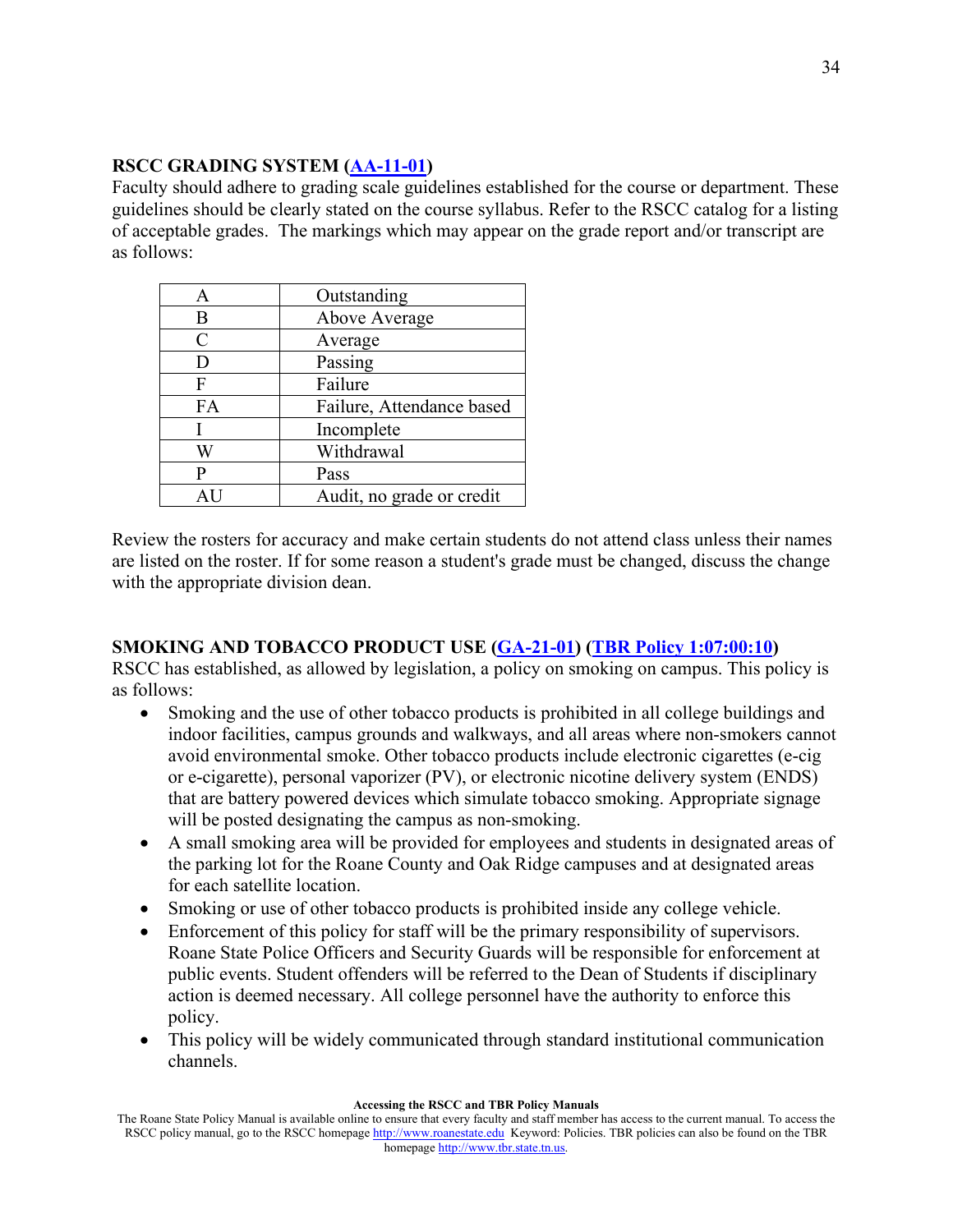### RSCC GRADING SYSTEM ([AA-11-01](#))

Faculty should adhere to grading scale guidelines established for the course or department. These guidelines should be clearly stated on the course syllabus. Refer to the RSCC catalog for a listing of acceptable grades. The markings which may appear on the grade report and/or transcript are as follows:

| | |
|---|---|
| A | Outstanding |
| B | Above Average |
| C | Average |
| D | Passing |
| F | Failure |
| FA | Failure, Attendance based |
| I | Incomplete |
| W | Withdrawal |
| P | Pass |
| AU | Audit, no grade or credit |

Review the rosters for accuracy and make certain students do not attend class unless their names are listed on the roster. If for some reason a student's grade must be changed, discuss the change with the appropriate division dean.

### SMOKING AND TOBACCO PRODUCT USE ([GA-21-01](#)) ([TBR Policy 1:07:00:10](#))

RSCC has established, as allowed by legislation, a policy on smoking on campus. This policy is as follows:

- Smoking and the use of other tobacco products is prohibited in all college buildings and indoor facilities, campus grounds and walkways, and all areas where non-smokers cannot avoid environmental smoke. Other tobacco products include electronic cigarettes (e-cig or e-cigarette), personal vaporizer (PV), or electronic nicotine delivery system (ENDS) that are battery powered devices which simulate tobacco smoking. Appropriate signage will be posted designating the campus as non-smoking.
- A small smoking area will be provided for employees and students in designated areas of the parking lot for the Roane County and Oak Ridge campuses and at designated areas for each satellite location.
- Smoking or use of other tobacco products is prohibited inside any college vehicle.
- Enforcement of this policy for staff will be the primary responsibility of supervisors. Roane State Police Officers and Security Guards will be responsible for enforcement at public events. Student offenders will be referred to the Dean of Students if disciplinary action is deemed necessary. All college personnel have the authority to enforce this policy.
- This policy will be widely communicated through standard institutional communication channels.

**Accessing the RSCC and TBR Policy Manuals**

The Roane State Policy Manual is available online to ensure that every faculty and staff member has access to the current manual. To access the RSCC policy manual, go to the RSCC homepage http://www.roanestate.edu Keyword: Policies. TBR policies can also be found on the TBR homepage http://www.tbr.state.tn.us.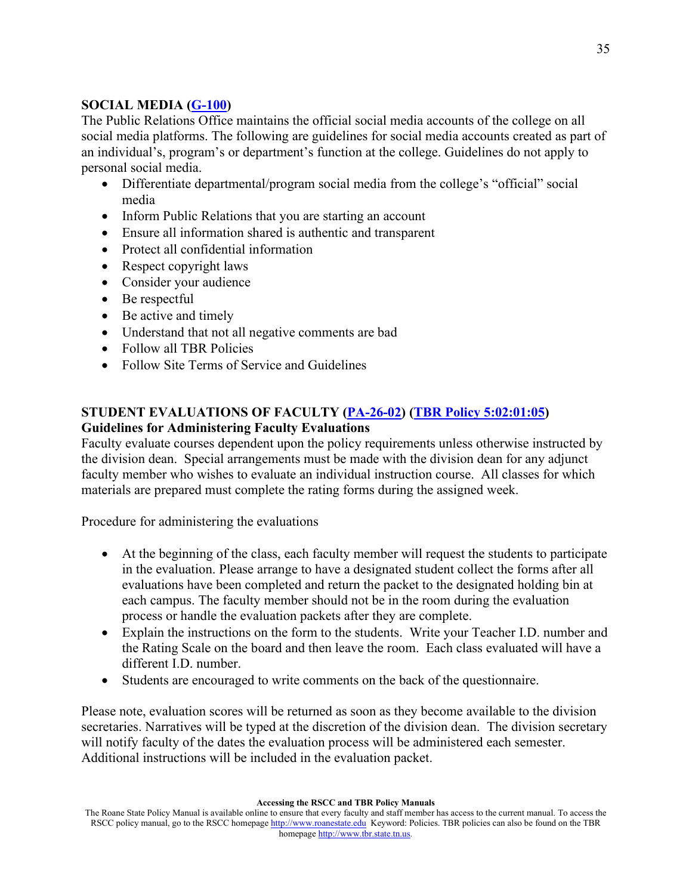## SOCIAL MEDIA (G-100)

The Public Relations Office maintains the official social media accounts of the college on all social media platforms. The following are guidelines for social media accounts created as part of an individual's, program's or department's function at the college. Guidelines do not apply to personal social media.

- Differentiate departmental/program social media from the college's "official" social media
- Inform Public Relations that you are starting an account
- Ensure all information shared is authentic and transparent
- Protect all confidential information
- Respect copyright laws
- Consider your audience
- Be respectful
- Be active and timely
- Understand that not all negative comments are bad
- Follow all TBR Policies
- Follow Site Terms of Service and Guidelines

## STUDENT EVALUATIONS OF FACULTY (PA-26-02) (TBR Policy 5:02:01:05)

### Guidelines for Administering Faculty Evaluations

Faculty evaluate courses dependent upon the policy requirements unless otherwise instructed by the division dean. Special arrangements must be made with the division dean for any adjunct faculty member who wishes to evaluate an individual instruction course. All classes for which materials are prepared must complete the rating forms during the assigned week.

Procedure for administering the evaluations

- At the beginning of the class, each faculty member will request the students to participate in the evaluation. Please arrange to have a designated student collect the forms after all evaluations have been completed and return the packet to the designated holding bin at each campus. The faculty member should not be in the room during the evaluation process or handle the evaluation packets after they are complete.
- Explain the instructions on the form to the students. Write your Teacher I.D. number and the Rating Scale on the board and then leave the room. Each class evaluated will have a different I.D. number.
- Students are encouraged to write comments on the back of the questionnaire.

Please note, evaluation scores will be returned as soon as they become available to the division secretaries. Narratives will be typed at the discretion of the division dean. The division secretary will notify faculty of the dates the evaluation process will be administered each semester. Additional instructions will be included in the evaluation packet.

**Accessing the RSCC and TBR Policy Manuals**

The Roane State Policy Manual is available online to ensure that every faculty and staff member has access to the current manual. To access the RSCC policy manual, go to the RSCC homepage http://www.roanestate.edu Keyword: Policies. TBR policies can also be found on the TBR homepage http://www.tbr.state.tn.us.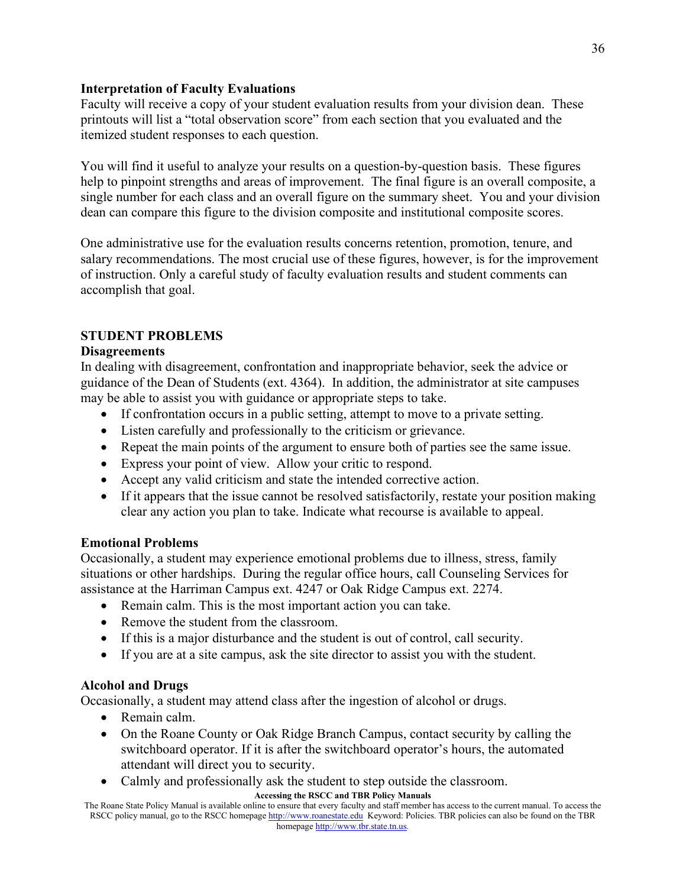**Interpretation of Faculty Evaluations**

Faculty will receive a copy of your student evaluation results from your division dean. These printouts will list a "total observation score" from each section that you evaluated and the itemized student responses to each question.

You will find it useful to analyze your results on a question-by-question basis. These figures help to pinpoint strengths and areas of improvement. The final figure is an overall composite, a single number for each class and an overall figure on the summary sheet. You and your division dean can compare this figure to the division composite and institutional composite scores.

One administrative use for the evaluation results concerns retention, promotion, tenure, and salary recommendations. The most crucial use of these figures, however, is for the improvement of instruction. Only a careful study of faculty evaluation results and student comments can accomplish that goal.

## STUDENT PROBLEMS

**Disagreements**

In dealing with disagreement, confrontation and inappropriate behavior, seek the advice or guidance of the Dean of Students (ext. 4364). In addition, the administrator at site campuses may be able to assist you with guidance or appropriate steps to take.

- If confrontation occurs in a public setting, attempt to move to a private setting.
- Listen carefully and professionally to the criticism or grievance.
- Repeat the main points of the argument to ensure both of parties see the same issue.
- Express your point of view. Allow your critic to respond.
- Accept any valid criticism and state the intended corrective action.
- If it appears that the issue cannot be resolved satisfactorily, restate your position making clear any action you plan to take. Indicate what recourse is available to appeal.

**Emotional Problems**

Occasionally, a student may experience emotional problems due to illness, stress, family situations or other hardships. During the regular office hours, call Counseling Services for assistance at the Harriman Campus ext. 4247 or Oak Ridge Campus ext. 2274.

- Remain calm. This is the most important action you can take.
- Remove the student from the classroom.
- If this is a major disturbance and the student is out of control, call security.
- If you are at a site campus, ask the site director to assist you with the student.

**Alcohol and Drugs**

Occasionally, a student may attend class after the ingestion of alcohol or drugs.

- Remain calm.
- On the Roane County or Oak Ridge Branch Campus, contact security by calling the switchboard operator. If it is after the switchboard operator's hours, the automated attendant will direct you to security.
- Calmly and professionally ask the student to step outside the classroom.

**Accessing the RSCC and TBR Policy Manuals**

The Roane State Policy Manual is available online to ensure that every faculty and staff member has access to the current manual. To access the RSCC policy manual, go to the RSCC homepage http://www.roanestate.edu Keyword: Policies. TBR policies can also be found on the TBR homepage http://www.tbr.state.tn.us.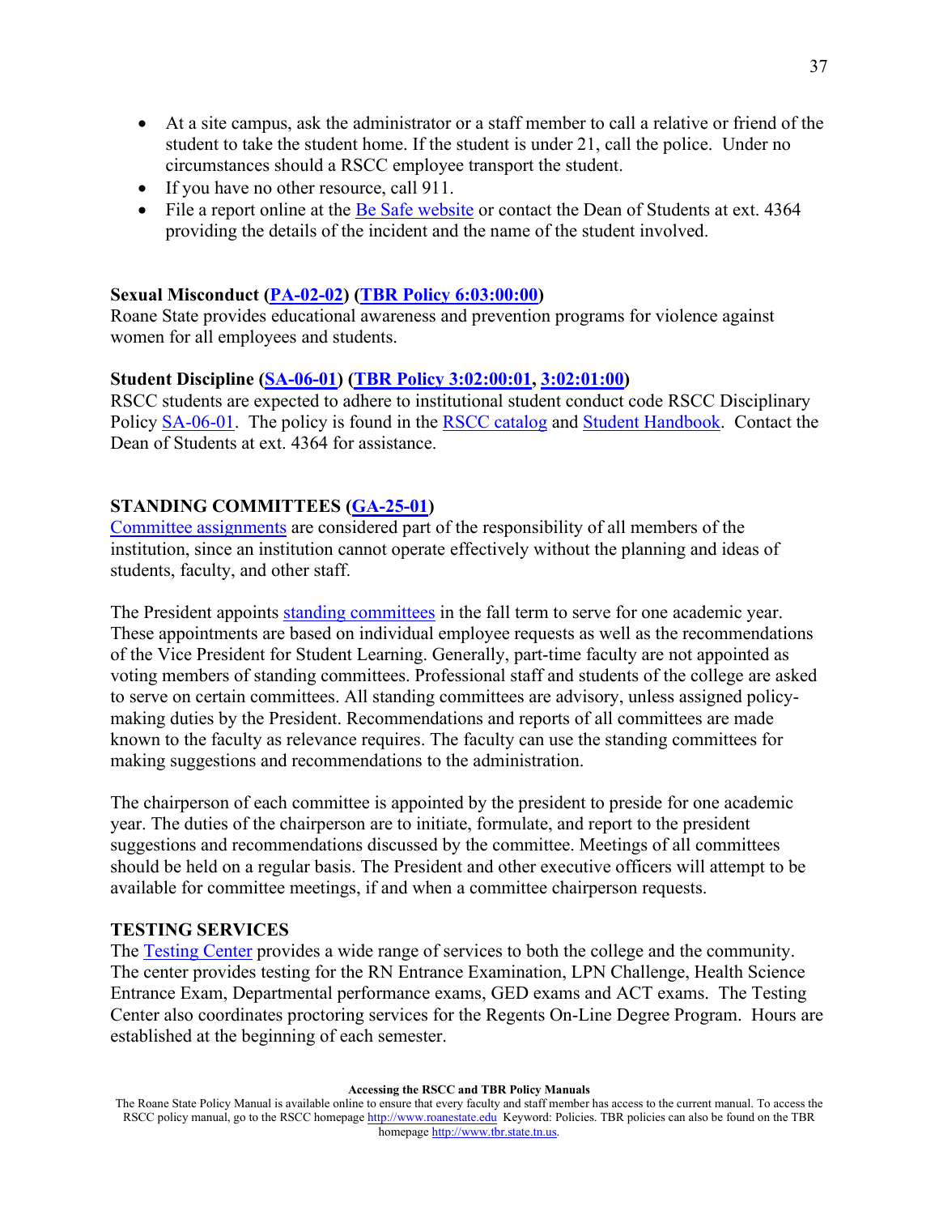- At a site campus, ask the administrator or a staff member to call a relative or friend of the student to take the student home. If the student is under 21, call the police. Under no circumstances should a RSCC employee transport the student.
- If you have no other resource, call 911.
- File a report online at the Be Safe website or contact the Dean of Students at ext. 4364 providing the details of the incident and the name of the student involved.

**Sexual Misconduct (PA-02-02) (TBR Policy 6:03:00:00)**
Roane State provides educational awareness and prevention programs for violence against women for all employees and students.

**Student Discipline (SA-06-01) (TBR Policy 3:02:00:01, 3:02:01:00)**
RSCC students are expected to adhere to institutional student conduct code RSCC Disciplinary Policy SA-06-01. The policy is found in the RSCC catalog and Student Handbook. Contact the Dean of Students at ext. 4364 for assistance.

## STANDING COMMITTEES (GA-25-01)

Committee assignments are considered part of the responsibility of all members of the institution, since an institution cannot operate effectively without the planning and ideas of students, faculty, and other staff.

The President appoints standing committees in the fall term to serve for one academic year. These appointments are based on individual employee requests as well as the recommendations of the Vice President for Student Learning. Generally, part-time faculty are not appointed as voting members of standing committees. Professional staff and students of the college are asked to serve on certain committees. All standing committees are advisory, unless assigned policy-making duties by the President. Recommendations and reports of all committees are made known to the faculty as relevance requires. The faculty can use the standing committees for making suggestions and recommendations to the administration.

The chairperson of each committee is appointed by the president to preside for one academic year. The duties of the chairperson are to initiate, formulate, and report to the president suggestions and recommendations discussed by the committee. Meetings of all committees should be held on a regular basis. The President and other executive officers will attempt to be available for committee meetings, if and when a committee chairperson requests.

## TESTING SERVICES

The Testing Center provides a wide range of services to both the college and the community. The center provides testing for the RN Entrance Examination, LPN Challenge, Health Science Entrance Exam, Departmental performance exams, GED exams and ACT exams. The Testing Center also coordinates proctoring services for the Regents On-Line Degree Program. Hours are established at the beginning of each semester.

**Accessing the RSCC and TBR Policy Manuals**
The Roane State Policy Manual is available online to ensure that every faculty and staff member has access to the current manual. To access the RSCC policy manual, go to the RSCC homepage http://www.roanestate.edu Keyword: Policies. TBR policies can also be found on the TBR homepage http://www.tbr.state.tn.us.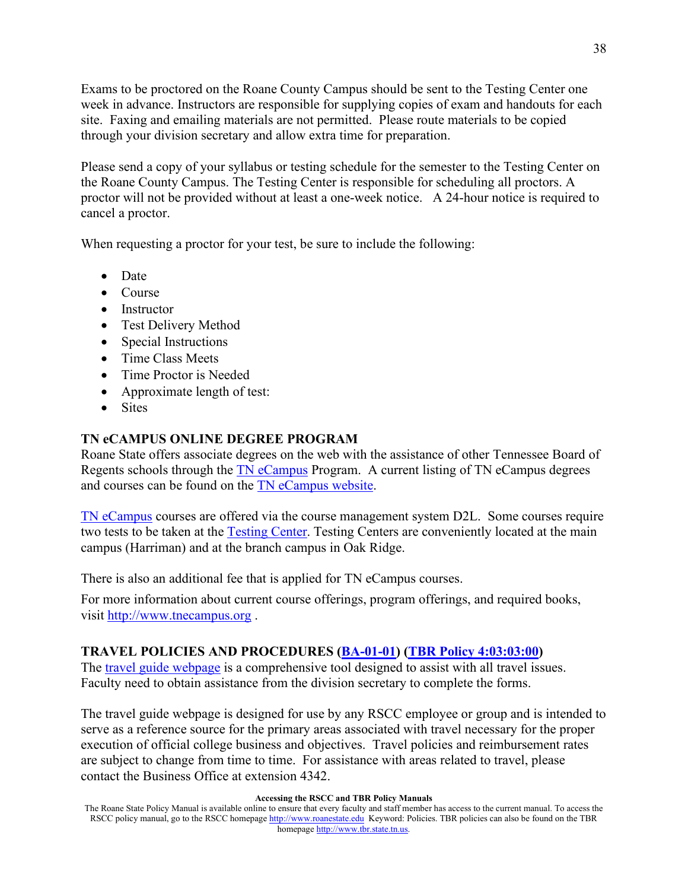Exams to be proctored on the Roane County Campus should be sent to the Testing Center one week in advance. Instructors are responsible for supplying copies of exam and handouts for each site. Faxing and emailing materials are not permitted. Please route materials to be copied through your division secretary and allow extra time for preparation.

Please send a copy of your syllabus or testing schedule for the semester to the Testing Center on the Roane County Campus. The Testing Center is responsible for scheduling all proctors. A proctor will not be provided without at least a one-week notice. A 24-hour notice is required to cancel a proctor.

When requesting a proctor for your test, be sure to include the following:

- Date
- Course
- Instructor
- Test Delivery Method
- Special Instructions
- Time Class Meets
- Time Proctor is Needed
- Approximate length of test:
- Sites

**TN eCAMPUS ONLINE DEGREE PROGRAM**

Roane State offers associate degrees on the web with the assistance of other Tennessee Board of Regents schools through the TN eCampus Program. A current listing of TN eCampus degrees and courses can be found on the TN eCampus website.

TN eCampus courses are offered via the course management system D2L. Some courses require two tests to be taken at the Testing Center. Testing Centers are conveniently located at the main campus (Harriman) and at the branch campus in Oak Ridge.

There is also an additional fee that is applied for TN eCampus courses.

For more information about current course offerings, program offerings, and required books, visit http://www.tnecampus.org .

**TRAVEL POLICIES AND PROCEDURES (BA-01-01) (TBR Policy 4:03:03:00)**

The travel guide webpage is a comprehensive tool designed to assist with all travel issues. Faculty need to obtain assistance from the division secretary to complete the forms.

The travel guide webpage is designed for use by any RSCC employee or group and is intended to serve as a reference source for the primary areas associated with travel necessary for the proper execution of official college business and objectives. Travel policies and reimbursement rates are subject to change from time to time. For assistance with areas related to travel, please contact the Business Office at extension 4342.

**Accessing the RSCC and TBR Policy Manuals**

The Roane State Policy Manual is available online to ensure that every faculty and staff member has access to the current manual. To access the RSCC policy manual, go to the RSCC homepage http://www.roanestate.edu Keyword: Policies. TBR policies can also be found on the TBR homepage http://www.tbr.state.tn.us.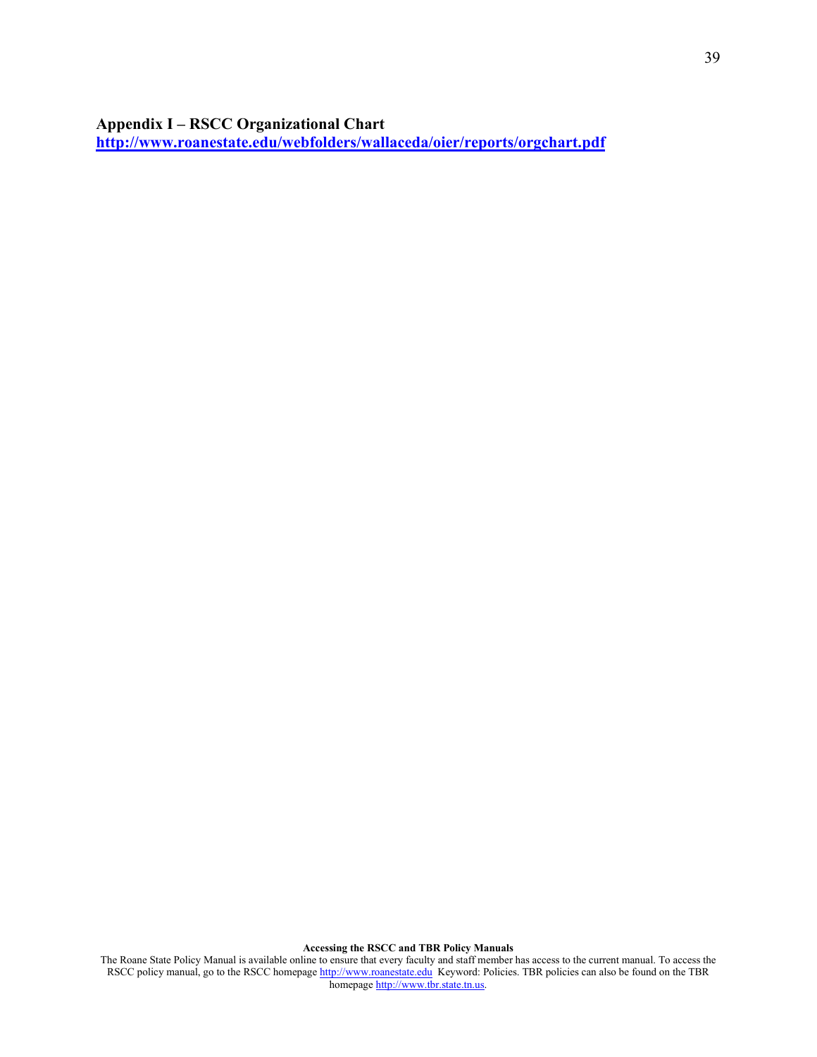**Appendix I – RSCC Organizational Chart**
**http://www.roanestate.edu/webfolders/wallaceda/oier/reports/orgchart.pdf**

**Accessing the RSCC and TBR Policy Manuals**
The Roane State Policy Manual is available online to ensure that every faculty and staff member has access to the current manual. To access the RSCC policy manual, go to the RSCC homepage http://www.roanestate.edu Keyword: Policies. TBR policies can also be found on the TBR homepage http://www.tbr.state.tn.us.